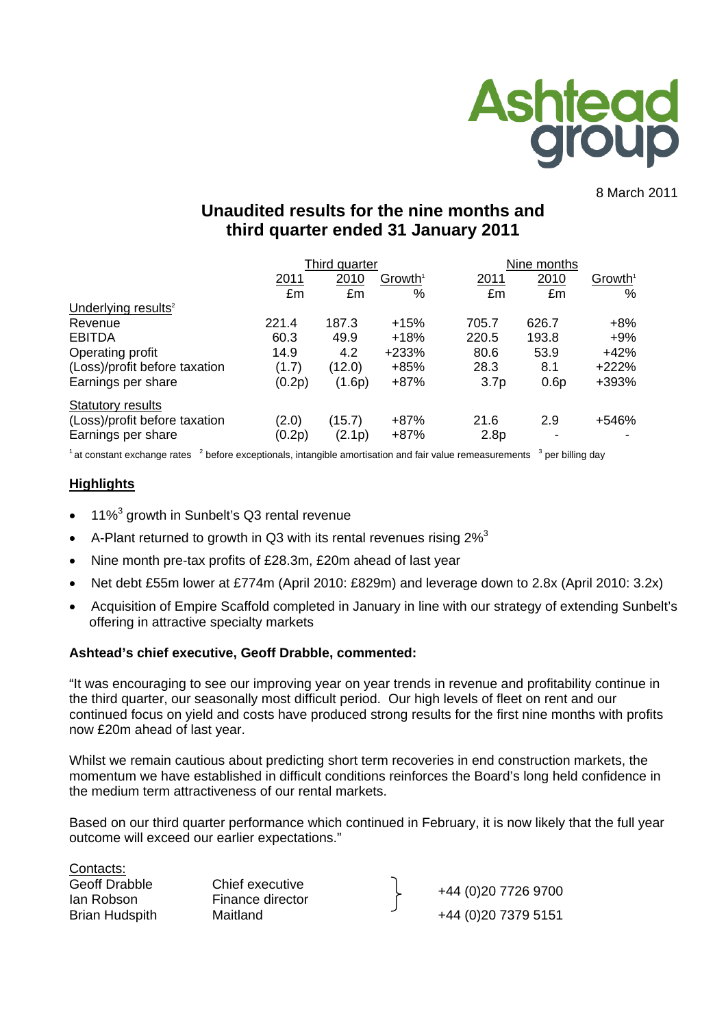Ashtead group

8 March 2011

# Unaudited results for the nine months and third quarter ended 31 January 2011

| | Third quarter | | | Nine months | | |
|---|---|---|---|---|---|---|
| | 2011 | 2010 | Growth[1] | 2011 | 2010 | Growth[1] |
| | £m | £m | % | £m | £m | % |
| Underlying results[2] | | | | | | |
| Revenue | 221.4 | 187.3 | +15% | 705.7 | 626.7 | +8% |
| EBITDA | 60.3 | 49.9 | +18% | 220.5 | 193.8 | +9% |
| Operating profit | 14.9 | 4.2 | +233% | 80.6 | 53.9 | +42% |
| (Loss)/profit before taxation | (1.7) | (12.0) | +85% | 28.3 | 8.1 | +222% |
| Earnings per share | (0.2p) | (1.6p) | +87% | 3.7p | 0.6p | +393% |
| Statutory results | | | | | | |
| (Loss)/profit before taxation | (2.0) | (15.7) | +87% | 21.6 | 2.9 | +546% |
| Earnings per share | (0.2p) | (2.1p) | +87% | 2.8p | - | - |

[1] at constant exchange rates [2] before exceptionals, intangible amortisation and fair value remeasurements [3] per billing day

## Highlights

- 11%[3] growth in Sunbelt's Q3 rental revenue
- A-Plant returned to growth in Q3 with its rental revenues rising 2%[3]
- Nine month pre-tax profits of £28.3m, £20m ahead of last year
- Net debt £55m lower at £774m (April 2010: £829m) and leverage down to 2.8x (April 2010: 3.2x)
- Acquisition of Empire Scaffold completed in January in line with our strategy of extending Sunbelt's offering in attractive specialty markets

**Ashtead's chief executive, Geoff Drabble, commented:**

"It was encouraging to see our improving year on year trends in revenue and profitability continue in the third quarter, our seasonally most difficult period. Our high levels of fleet on rent and our continued focus on yield and costs have produced strong results for the first nine months with profits now £20m ahead of last year.

Whilst we remain cautious about predicting short term recoveries in end construction markets, the momentum we have established in difficult conditions reinforces the Board's long held confidence in the medium term attractiveness of our rental markets.

Based on our third quarter performance which continued in February, it is now likely that the full year outcome will exceed our earlier expectations."

Contacts:

| | | |
|---|---|---|
| Geoff Drabble | Chief executive | +44 (0)20 7726 9700 |
| Ian Robson | Finance director | |
| Brian Hudspith | Maitland | +44 (0)20 7379 5151 |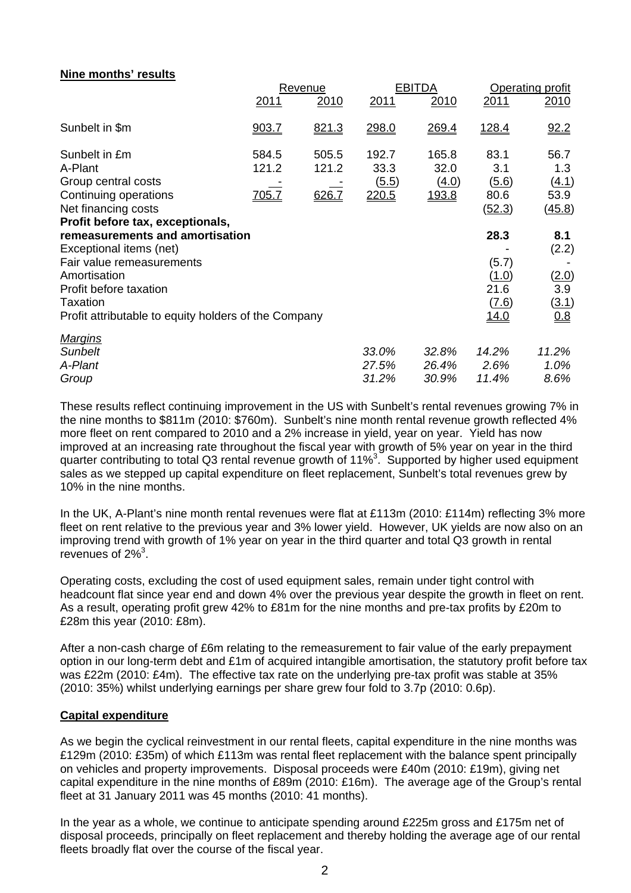**Nine months' results**

| | Revenue | | EBITDA | | Operating profit | |
|---|---|---|---|---|---|---|
| | 2011 | 2010 | 2011 | 2010 | 2011 | 2010 |
| Sunbelt in $m | 903.7 | 821.3 | 298.0 | 269.4 | 128.4 | 92.2 |
| Sunbelt in £m | 584.5 | 505.5 | 192.7 | 165.8 | 83.1 | 56.7 |
| A-Plant | 121.2 | 121.2 | 33.3 | 32.0 | 3.1 | 1.3 |
| Group central costs | - | - | (5.5) | (4.0) | (5.6) | (4.1) |
| Continuing operations | 705.7 | 626.7 | 220.5 | 193.8 | 80.6 | 53.9 |
| Net financing costs | | | | | (52.3) | (45.8) |
| **Profit before tax, exceptionals, remeasurements and amortisation** | | | | | **28.3** | **8.1** |
| Exceptional items (net) | | | | | - | (2.2) |
| Fair value remeasurements | | | | | (5.7) | - |
| Amortisation | | | | | (1.0) | (2.0) |
| Profit before taxation | | | | | 21.6 | 3.9 |
| Taxation | | | | | (7.6) | (3.1) |
| Profit attributable to equity holders of the Company | | | | | 14.0 | 0.8 |
| *Margins* | | | | | | |
| *Sunbelt* | | | *33.0%* | *32.8%* | *14.2%* | *11.2%* |
| *A-Plant* | | | *27.5%* | *26.4%* | *2.6%* | *1.0%* |
| *Group* | | | *31.2%* | *30.9%* | *11.4%* | *8.6%* |

These results reflect continuing improvement in the US with Sunbelt's rental revenues growing 7% in the nine months to $811m (2010: $760m). Sunbelt's nine month rental revenue growth reflected 4% more fleet on rent compared to 2010 and a 2% increase in yield, year on year. Yield has now improved at an increasing rate throughout the fiscal year with growth of 5% year on year in the third quarter contributing to total Q3 rental revenue growth of 11%[3]. Supported by higher used equipment sales as we stepped up capital expenditure on fleet replacement, Sunbelt's total revenues grew by 10% in the nine months.

In the UK, A-Plant's nine month rental revenues were flat at £113m (2010: £114m) reflecting 3% more fleet on rent relative to the previous year and 3% lower yield. However, UK yields are now also on an improving trend with growth of 1% year on year in the third quarter and total Q3 growth in rental revenues of 2%[3].

Operating costs, excluding the cost of used equipment sales, remain under tight control with headcount flat since year end and down 4% over the previous year despite the growth in fleet on rent. As a result, operating profit grew 42% to £81m for the nine months and pre-tax profits by £20m to £28m this year (2010: £8m).

After a non-cash charge of £6m relating to the remeasurement to fair value of the early prepayment option in our long-term debt and £1m of acquired intangible amortisation, the statutory profit before tax was £22m (2010: £4m). The effective tax rate on the underlying pre-tax profit was stable at 35% (2010: 35%) whilst underlying earnings per share grew four fold to 3.7p (2010: 0.6p).

**Capital expenditure**

As we begin the cyclical reinvestment in our rental fleets, capital expenditure in the nine months was £129m (2010: £35m) of which £113m was rental fleet replacement with the balance spent principally on vehicles and property improvements. Disposal proceeds were £40m (2010: £19m), giving net capital expenditure in the nine months of £89m (2010: £16m). The average age of the Group's rental fleet at 31 January 2011 was 45 months (2010: 41 months).

In the year as a whole, we continue to anticipate spending around £225m gross and £175m net of disposal proceeds, principally on fleet replacement and thereby holding the average age of our rental fleets broadly flat over the course of the fiscal year.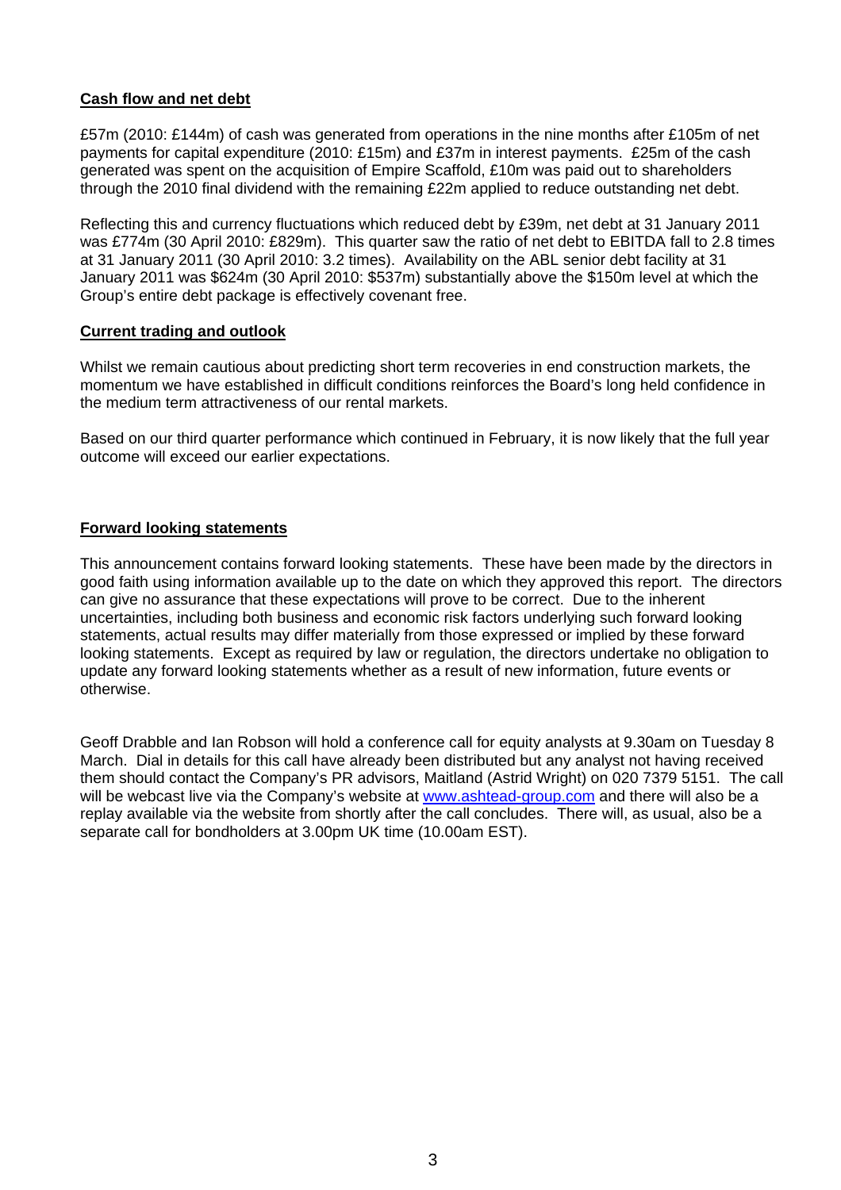**Cash flow and net debt**

£57m (2010: £144m) of cash was generated from operations in the nine months after £105m of net payments for capital expenditure (2010: £15m) and £37m in interest payments. £25m of the cash generated was spent on the acquisition of Empire Scaffold, £10m was paid out to shareholders through the 2010 final dividend with the remaining £22m applied to reduce outstanding net debt.

Reflecting this and currency fluctuations which reduced debt by £39m, net debt at 31 January 2011 was £774m (30 April 2010: £829m). This quarter saw the ratio of net debt to EBITDA fall to 2.8 times at 31 January 2011 (30 April 2010: 3.2 times). Availability on the ABL senior debt facility at 31 January 2011 was $624m (30 April 2010: $537m) substantially above the $150m level at which the Group's entire debt package is effectively covenant free.

**Current trading and outlook**

Whilst we remain cautious about predicting short term recoveries in end construction markets, the momentum we have established in difficult conditions reinforces the Board's long held confidence in the medium term attractiveness of our rental markets.

Based on our third quarter performance which continued in February, it is now likely that the full year outcome will exceed our earlier expectations.

**Forward looking statements**

This announcement contains forward looking statements. These have been made by the directors in good faith using information available up to the date on which they approved this report. The directors can give no assurance that these expectations will prove to be correct. Due to the inherent uncertainties, including both business and economic risk factors underlying such forward looking statements, actual results may differ materially from those expressed or implied by these forward looking statements. Except as required by law or regulation, the directors undertake no obligation to update any forward looking statements whether as a result of new information, future events or otherwise.

Geoff Drabble and Ian Robson will hold a conference call for equity analysts at 9.30am on Tuesday 8 March. Dial in details for this call have already been distributed but any analyst not having received them should contact the Company's PR advisors, Maitland (Astrid Wright) on 020 7379 5151. The call will be webcast live via the Company's website at www.ashtead-group.com and there will also be a replay available via the website from shortly after the call concludes. There will, as usual, also be a separate call for bondholders at 3.00pm UK time (10.00am EST).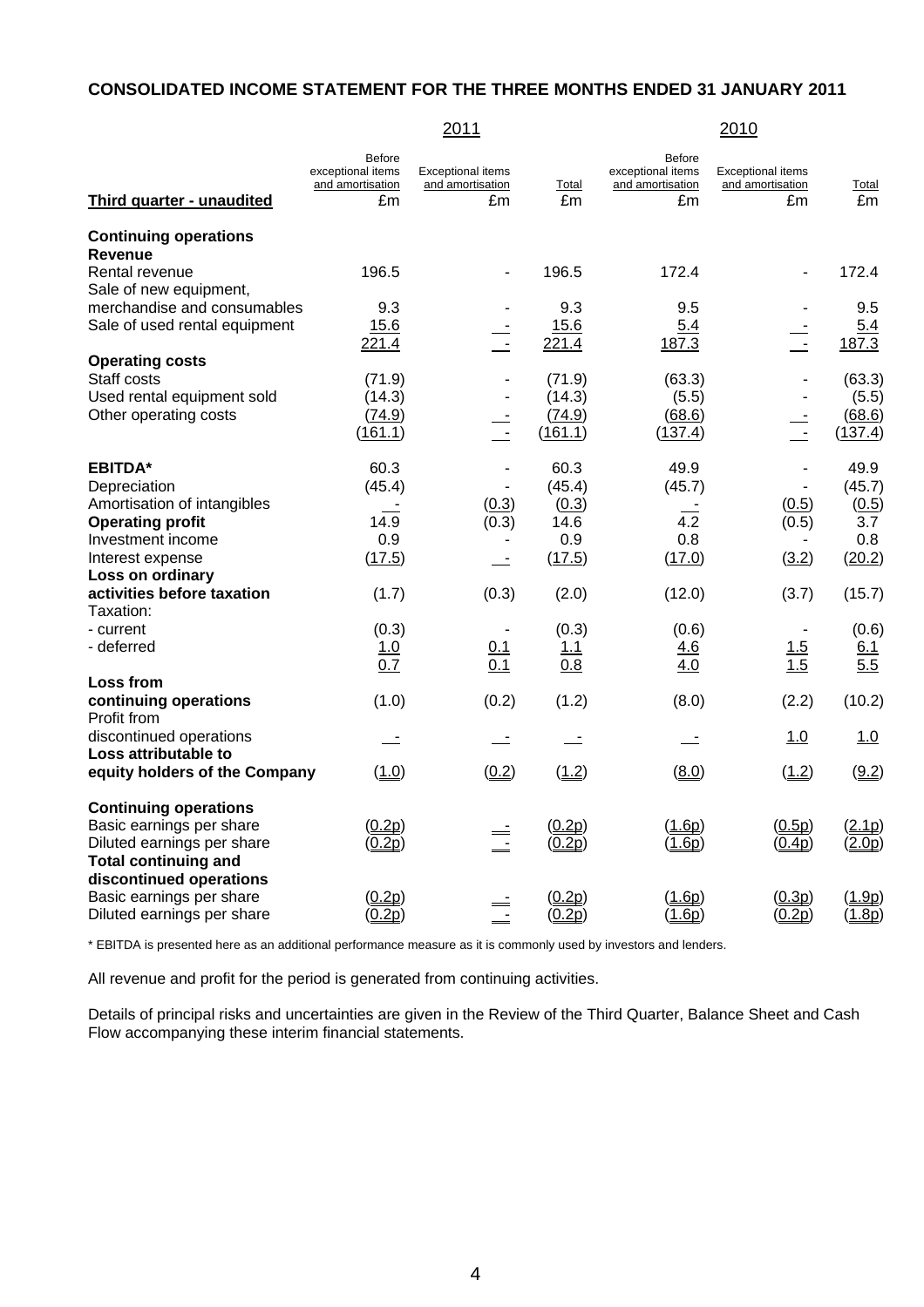## CONSOLIDATED INCOME STATEMENT FOR THE THREE MONTHS ENDED 31 JANUARY 2011

| | 2011 | | | 2010 | | |
|---|---|---|---|---|---|---|
| **Third quarter - unaudited** | Before exceptional items and amortisation £m | Exceptional items and amortisation £m | Total £m | Before exceptional items and amortisation £m | Exceptional items and amortisation £m | Total £m |
| **Continuing operations** | | | | | | |
| **Revenue** | | | | | | |
| Rental revenue | 196.5 | - | 196.5 | 172.4 | - | 172.4 |
| Sale of new equipment, merchandise and consumables | 9.3 | - | 9.3 | 9.5 | - | 9.5 |
| Sale of used rental equipment | 15.6 | - | 15.6 | 5.4 | - | 5.4 |
| | 221.4 | - | 221.4 | 187.3 | - | 187.3 |
| **Operating costs** | | | | | | |
| Staff costs | (71.9) | - | (71.9) | (63.3) | - | (63.3) |
| Used rental equipment sold | (14.3) | - | (14.3) | (5.5) | - | (5.5) |
| Other operating costs | (74.9) | - | (74.9) | (68.6) | - | (68.6) |
| | (161.1) | - | (161.1) | (137.4) | - | (137.4) |
| **EBITDA*** | 60.3 | - | 60.3 | 49.9 | - | 49.9 |
| Depreciation | (45.4) | - | (45.4) | (45.7) | - | (45.7) |
| Amortisation of intangibles | - | (0.3) | (0.3) | - | (0.5) | (0.5) |
| **Operating profit** | 14.9 | (0.3) | 14.6 | 4.2 | (0.5) | 3.7 |
| Investment income | 0.9 | - | 0.9 | 0.8 | - | 0.8 |
| Interest expense | (17.5) | - | (17.5) | (17.0) | (3.2) | (20.2) |
| **Loss on ordinary activities before taxation** | (1.7) | (0.3) | (2.0) | (12.0) | (3.7) | (15.7) |
| Taxation: | | | | | | |
| - current | (0.3) | - | (0.3) | (0.6) | - | (0.6) |
| - deferred | 1.0 | 0.1 | 1.1 | 4.6 | 1.5 | 6.1 |
| | 0.7 | 0.1 | 0.8 | 4.0 | 1.5 | 5.5 |
| **Loss from continuing operations** | (1.0) | (0.2) | (1.2) | (8.0) | (2.2) | (10.2) |
| Profit from discontinued operations | - | - | - | - | 1.0 | 1.0 |
| **Loss attributable to equity holders of the Company** | (1.0) | (0.2) | (1.2) | (8.0) | (1.2) | (9.2) |
| **Continuing operations** | | | | | | |
| Basic earnings per share | (0.2p) | - | (0.2p) | (1.6p) | (0.5p) | (2.1p) |
| Diluted earnings per share | (0.2p) | - | (0.2p) | (1.6p) | (0.4p) | (2.0p) |
| **Total continuing and discontinued operations** | | | | | | |
| Basic earnings per share | (0.2p) | - | (0.2p) | (1.6p) | (0.3p) | (1.9p) |
| Diluted earnings per share | (0.2p) | - | (0.2p) | (1.6p) | (0.2p) | (1.8p) |

* EBITDA is presented here as an additional performance measure as it is commonly used by investors and lenders.

All revenue and profit for the period is generated from continuing activities.

Details of principal risks and uncertainties are given in the Review of the Third Quarter, Balance Sheet and Cash Flow accompanying these interim financial statements.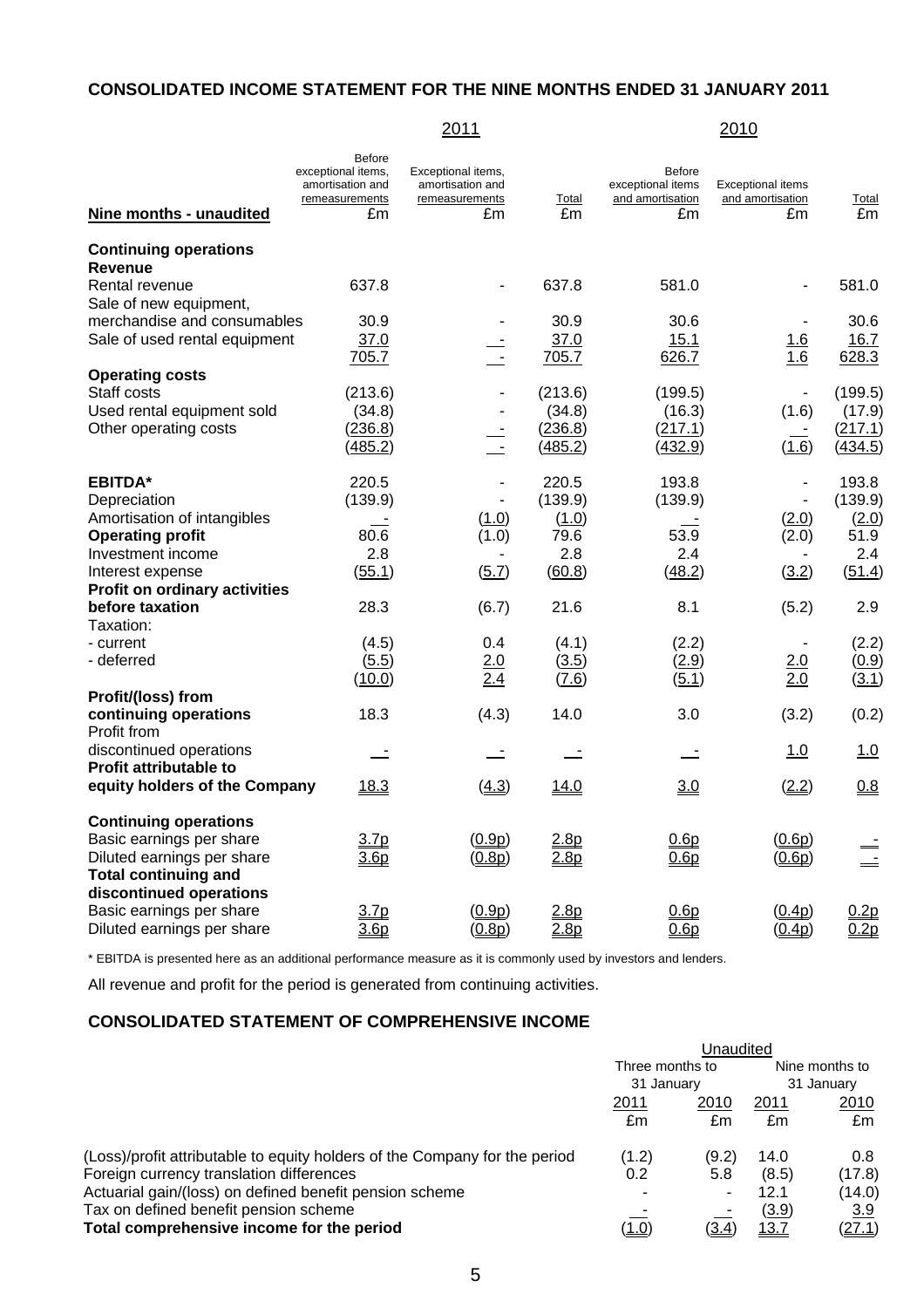## CONSOLIDATED INCOME STATEMENT FOR THE NINE MONTHS ENDED 31 JANUARY 2011

| | 2011 | | | 2010 | | |
|---|---|---|---|---|---|---|
| **Nine months - unaudited** | Before exceptional items, amortisation and remeasurements £m | Exceptional items, amortisation and remeasurements £m | Total £m | Before exceptional items and amortisation £m | Exceptional items and amortisation £m | Total £m |
| **Continuing operations** | | | | | | |
| **Revenue** | | | | | | |
| Rental revenue | 637.8 | - | 637.8 | 581.0 | - | 581.0 |
| Sale of new equipment, merchandise and consumables | 30.9 | - | 30.9 | 30.6 | - | 30.6 |
| Sale of used rental equipment | 37.0 | - | 37.0 | 15.1 | 1.6 | 16.7 |
| | 705.7 | - | 705.7 | 626.7 | 1.6 | 628.3 |
| **Operating costs** | | | | | | |
| Staff costs | (213.6) | - | (213.6) | (199.5) | - | (199.5) |
| Used rental equipment sold | (34.8) | - | (34.8) | (16.3) | (1.6) | (17.9) |
| Other operating costs | (236.8) | - | (236.8) | (217.1) | - | (217.1) |
| | (485.2) | - | (485.2) | (432.9) | (1.6) | (434.5) |
| **EBITDA*** | 220.5 | - | 220.5 | 193.8 | - | 193.8 |
| Depreciation | (139.9) | - | (139.9) | (139.9) | - | (139.9) |
| Amortisation of intangibles | - | (1.0) | (1.0) | - | (2.0) | (2.0) |
| **Operating profit** | 80.6 | (1.0) | 79.6 | 53.9 | (2.0) | 51.9 |
| Investment income | 2.8 | - | 2.8 | 2.4 | - | 2.4 |
| Interest expense | (55.1) | (5.7) | (60.8) | (48.2) | (3.2) | (51.4) |
| **Profit on ordinary activities before taxation** | 28.3 | (6.7) | 21.6 | 8.1 | (5.2) | 2.9 |
| Taxation: | | | | | | |
| - current | (4.5) | 0.4 | (4.1) | (2.2) | - | (2.2) |
| - deferred | (5.5) | 2.0 | (3.5) | (2.9) | 2.0 | (0.9) |
| | (10.0) | 2.4 | (7.6) | (5.1) | 2.0 | (3.1) |
| **Profit/(loss) from continuing operations** | 18.3 | (4.3) | 14.0 | 3.0 | (3.2) | (0.2) |
| Profit from discontinued operations | - | - | - | - | 1.0 | 1.0 |
| **Profit attributable to equity holders of the Company** | 18.3 | (4.3) | 14.0 | 3.0 | (2.2) | 0.8 |
| **Continuing operations** | | | | | | |
| Basic earnings per share | 3.7p | (0.9p) | 2.8p | 0.6p | (0.6p) | - |
| Diluted earnings per share | 3.6p | (0.8p) | 2.8p | 0.6p | (0.6p) | - |
| **Total continuing and discontinued operations** | | | | | | |
| Basic earnings per share | 3.7p | (0.9p) | 2.8p | 0.6p | (0.4p) | 0.2p |
| Diluted earnings per share | 3.6p | (0.8p) | 2.8p | 0.6p | (0.4p) | 0.2p |

\* EBITDA is presented here as an additional performance measure as it is commonly used by investors and lenders.

All revenue and profit for the period is generated from continuing activities.

## CONSOLIDATED STATEMENT OF COMPREHENSIVE INCOME

| | Unaudited | | | |
|---|---|---|---|---|
| | Three months to 31 January | | Nine months to 31 January | |
| | 2011 £m | 2010 £m | 2011 £m | 2010 £m |
| (Loss)/profit attributable to equity holders of the Company for the period | (1.2) | (9.2) | 14.0 | 0.8 |
| Foreign currency translation differences | 0.2 | 5.8 | (8.5) | (17.8) |
| Actuarial gain/(loss) on defined benefit pension scheme | - | - | 12.1 | (14.0) |
| Tax on defined benefit pension scheme | - | - | (3.9) | 3.9 |
| **Total comprehensive income for the period** | (1.0) | (3.4) | 13.7 | (27.1) |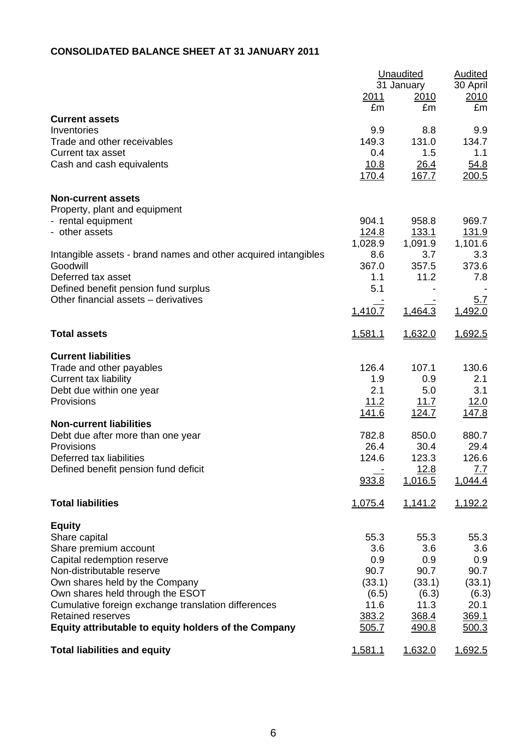**CONSOLIDATED BALANCE SHEET AT 31 JANUARY 2011**

| | Unaudited 31 January 2011 | Unaudited 31 January 2010 | Audited 30 April 2010 |
|---|---|---|---|
| | £m | £m | £m |
| **Current assets** | | | |
| Inventories | 9.9 | 8.8 | 9.9 |
| Trade and other receivables | 149.3 | 131.0 | 134.7 |
| Current tax asset | 0.4 | 1.5 | 1.1 |
| Cash and cash equivalents | 10.8 | 26.4 | 54.8 |
| | 170.4 | 167.7 | 200.5 |
| **Non-current assets** | | | |
| Property, plant and equipment | | | |
| - rental equipment | 904.1 | 958.8 | 969.7 |
| - other assets | 124.8 | 133.1 | 131.9 |
| | 1,028.9 | 1,091.9 | 1,101.6 |
| Intangible assets - brand names and other acquired intangibles | 8.6 | 3.7 | 3.3 |
| Goodwill | 367.0 | 357.5 | 373.6 |
| Deferred tax asset | 1.1 | 11.2 | 7.8 |
| Defined benefit pension fund surplus | 5.1 | - | - |
| Other financial assets – derivatives | - | - | 5.7 |
| | 1,410.7 | 1,464.3 | 1,492.0 |
| **Total assets** | 1,581.1 | 1,632.0 | 1,692.5 |
| **Current liabilities** | | | |
| Trade and other payables | 126.4 | 107.1 | 130.6 |
| Current tax liability | 1.9 | 0.9 | 2.1 |
| Debt due within one year | 2.1 | 5.0 | 3.1 |
| Provisions | 11.2 | 11.7 | 12.0 |
| | 141.6 | 124.7 | 147.8 |
| **Non-current liabilities** | | | |
| Debt due after more than one year | 782.8 | 850.0 | 880.7 |
| Provisions | 26.4 | 30.4 | 29.4 |
| Deferred tax liabilities | 124.6 | 123.3 | 126.6 |
| Defined benefit pension fund deficit | - | 12.8 | 7.7 |
| | 933.8 | 1,016.5 | 1,044.4 |
| **Total liabilities** | 1,075.4 | 1,141.2 | 1,192.2 |
| **Equity** | | | |
| Share capital | 55.3 | 55.3 | 55.3 |
| Share premium account | 3.6 | 3.6 | 3.6 |
| Capital redemption reserve | 0.9 | 0.9 | 0.9 |
| Non-distributable reserve | 90.7 | 90.7 | 90.7 |
| Own shares held by the Company | (33.1) | (33.1) | (33.1) |
| Own shares held through the ESOT | (6.5) | (6.3) | (6.3) |
| Cumulative foreign exchange translation differences | 11.6 | 11.3 | 20.1 |
| Retained reserves | 383.2 | 368.4 | 369.1 |
| **Equity attributable to equity holders of the Company** | 505.7 | 490.8 | 500.3 |
| **Total liabilities and equity** | 1,581.1 | 1,632.0 | 1,692.5 |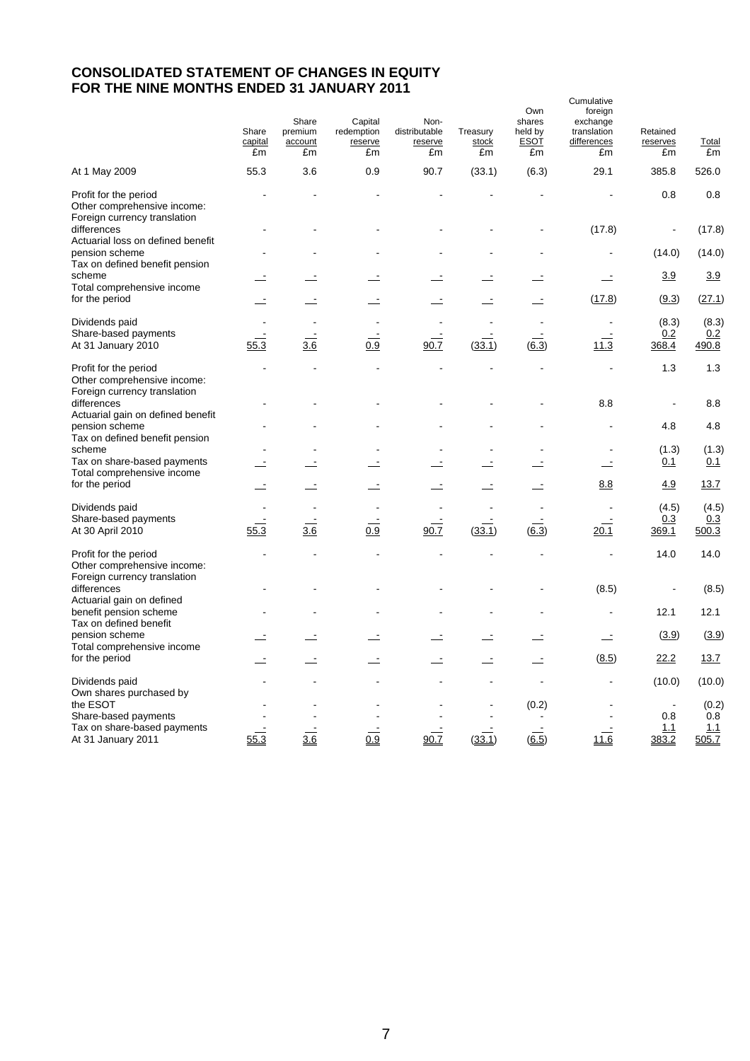# CONSOLIDATED STATEMENT OF CHANGES IN EQUITY
# FOR THE NINE MONTHS ENDED 31 JANUARY 2011

| | Share capital £m | Share premium account £m | Capital redemption reserve £m | Non-distributable reserve £m | Treasury stock £m | Own shares held by ESOT £m | Cumulative foreign exchange translation differences £m | Retained reserves £m | Total £m |
|---|---|---|---|---|---|---|---|---|---|
| At 1 May 2009 | 55.3 | 3.6 | 0.9 | 90.7 | (33.1) | (6.3) | 29.1 | 385.8 | 526.0 |
| Profit for the period | - | - | - | - | - | - | - | 0.8 | 0.8 |
| Other comprehensive income: | | | | | | | | | |
| Foreign currency translation differences | - | - | - | - | - | - | (17.8) | - | (17.8) |
| Actuarial loss on defined benefit pension scheme | - | - | - | - | - | - | - | (14.0) | (14.0) |
| Tax on defined benefit pension scheme | - | - | - | - | - | - | - | 3.9 | 3.9 |
| Total comprehensive income for the period | - | - | - | - | - | - | (17.8) | (9.3) | (27.1) |
| Dividends paid | - | - | - | - | - | - | - | (8.3) | (8.3) |
| Share-based payments | - | - | - | - | - | - | - | 0.2 | 0.2 |
| At 31 January 2010 | 55.3 | 3.6 | 0.9 | 90.7 | (33.1) | (6.3) | 11.3 | 368.4 | 490.8 |
| Profit for the period | - | - | - | - | - | - | - | 1.3 | 1.3 |
| Other comprehensive income: | | | | | | | | | |
| Foreign currency translation differences | - | - | - | - | - | - | 8.8 | - | 8.8 |
| Actuarial gain on defined benefit pension scheme | - | - | - | - | - | - | - | 4.8 | 4.8 |
| Tax on defined benefit pension scheme | - | - | - | - | - | - | - | (1.3) | (1.3) |
| Tax on share-based payments | - | - | - | - | - | - | - | 0.1 | 0.1 |
| Total comprehensive income for the period | - | - | - | - | - | - | 8.8 | 4.9 | 13.7 |
| Dividends paid | - | - | - | - | - | - | - | (4.5) | (4.5) |
| Share-based payments | - | - | - | - | - | - | - | 0.3 | 0.3 |
| At 30 April 2010 | 55.3 | 3.6 | 0.9 | 90.7 | (33.1) | (6.3) | 20.1 | 369.1 | 500.3 |
| Profit for the period | - | - | - | - | - | - | - | 14.0 | 14.0 |
| Other comprehensive income: | | | | | | | | | |
| Foreign currency translation differences | - | - | - | - | - | - | (8.5) | - | (8.5) |
| Actuarial gain on defined benefit pension scheme | - | - | - | - | - | - | - | 12.1 | 12.1 |
| Tax on defined benefit pension scheme | - | - | - | - | - | - | - | (3.9) | (3.9) |
| Total comprehensive income for the period | - | - | - | - | - | - | (8.5) | 22.2 | 13.7 |
| Dividends paid | - | - | - | - | - | - | - | (10.0) | (10.0) |
| Own shares purchased by the ESOT | - | - | - | - | - | (0.2) | - | - | (0.2) |
| Share-based payments | - | - | - | - | - | - | - | 0.8 | 0.8 |
| Tax on share-based payments | - | - | - | - | - | - | - | 1.1 | 1.1 |
| At 31 January 2011 | 55.3 | 3.6 | 0.9 | 90.7 | (33.1) | (6.5) | 11.6 | 383.2 | 505.7 |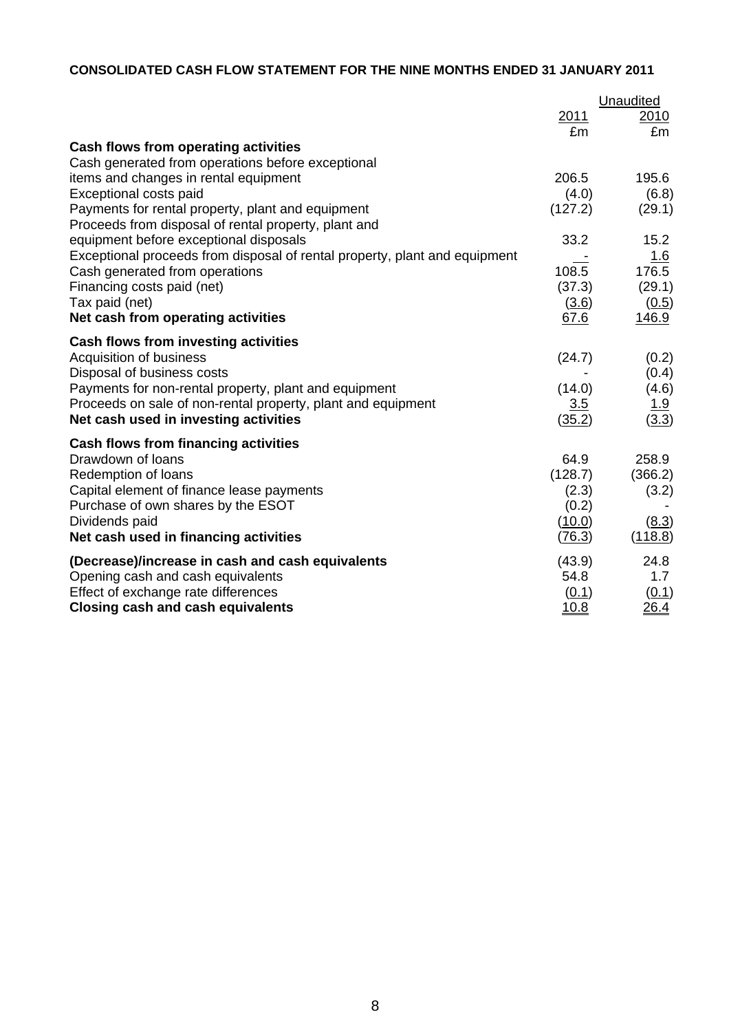**CONSOLIDATED CASH FLOW STATEMENT FOR THE NINE MONTHS ENDED 31 JANUARY 2011**

| | 2011 | Unaudited 2010 |
|---|---|---|
| | £m | £m |
| **Cash flows from operating activities** | | |
| Cash generated from operations before exceptional items and changes in rental equipment | 206.5 | 195.6 |
| Exceptional costs paid | (4.0) | (6.8) |
| Payments for rental property, plant and equipment | (127.2) | (29.1) |
| Proceeds from disposal of rental property, plant and equipment before exceptional disposals | 33.2 | 15.2 |
| Exceptional proceeds from disposal of rental property, plant and equipment | - | 1.6 |
| Cash generated from operations | 108.5 | 176.5 |
| Financing costs paid (net) | (37.3) | (29.1) |
| Tax paid (net) | (3.6) | (0.5) |
| **Net cash from operating activities** | 67.6 | 146.9 |
| **Cash flows from investing activities** | | |
| Acquisition of business | (24.7) | (0.2) |
| Disposal of business costs | - | (0.4) |
| Payments for non-rental property, plant and equipment | (14.0) | (4.6) |
| Proceeds on sale of non-rental property, plant and equipment | 3.5 | 1.9 |
| **Net cash used in investing activities** | (35.2) | (3.3) |
| **Cash flows from financing activities** | | |
| Drawdown of loans | 64.9 | 258.9 |
| Redemption of loans | (128.7) | (366.2) |
| Capital element of finance lease payments | (2.3) | (3.2) |
| Purchase of own shares by the ESOT | (0.2) | - |
| Dividends paid | (10.0) | (8.3) |
| **Net cash used in financing activities** | (76.3) | (118.8) |
| **(Decrease)/increase in cash and cash equivalents** | (43.9) | 24.8 |
| Opening cash and cash equivalents | 54.8 | 1.7 |
| Effect of exchange rate differences | (0.1) | (0.1) |
| **Closing cash and cash equivalents** | 10.8 | 26.4 |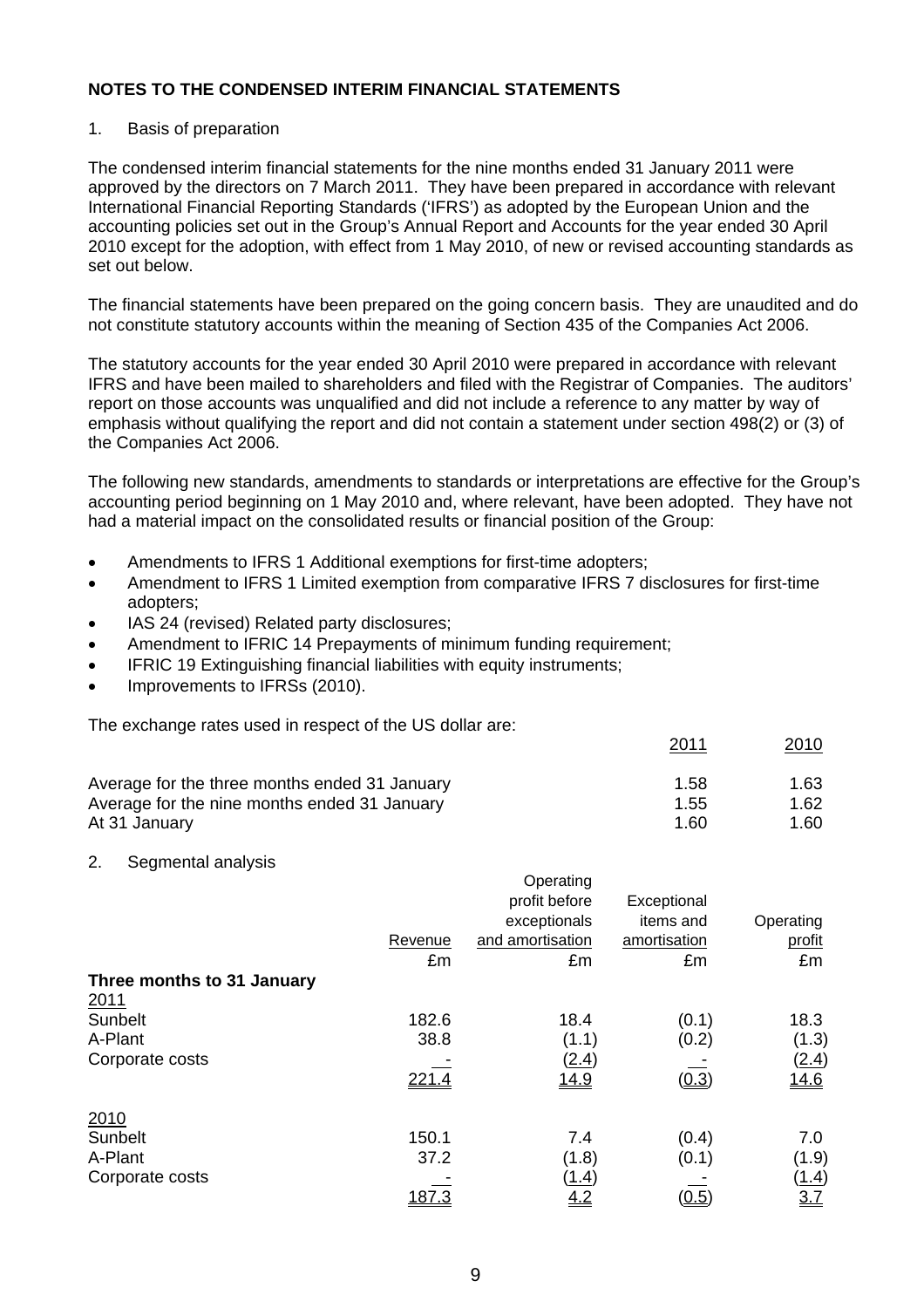## NOTES TO THE CONDENSED INTERIM FINANCIAL STATEMENTS

1. Basis of preparation

The condensed interim financial statements for the nine months ended 31 January 2011 were approved by the directors on 7 March 2011. They have been prepared in accordance with relevant International Financial Reporting Standards ('IFRS') as adopted by the European Union and the accounting policies set out in the Group's Annual Report and Accounts for the year ended 30 April 2010 except for the adoption, with effect from 1 May 2010, of new or revised accounting standards as set out below.

The financial statements have been prepared on the going concern basis. They are unaudited and do not constitute statutory accounts within the meaning of Section 435 of the Companies Act 2006.

The statutory accounts for the year ended 30 April 2010 were prepared in accordance with relevant IFRS and have been mailed to shareholders and filed with the Registrar of Companies. The auditors' report on those accounts was unqualified and did not include a reference to any matter by way of emphasis without qualifying the report and did not contain a statement under section 498(2) or (3) of the Companies Act 2006.

The following new standards, amendments to standards or interpretations are effective for the Group's accounting period beginning on 1 May 2010 and, where relevant, have been adopted. They have not had a material impact on the consolidated results or financial position of the Group:

- Amendments to IFRS 1 Additional exemptions for first-time adopters;
- Amendment to IFRS 1 Limited exemption from comparative IFRS 7 disclosures for first-time adopters;
- IAS 24 (revised) Related party disclosures;
- Amendment to IFRIC 14 Prepayments of minimum funding requirement;
- IFRIC 19 Extinguishing financial liabilities with equity instruments;
- Improvements to IFRSs (2010).

The exchange rates used in respect of the US dollar are:

| | 2011 | 2010 |
|---|---|---|
| Average for the three months ended 31 January | 1.58 | 1.63 |
| Average for the nine months ended 31 January | 1.55 | 1.62 |
| At 31 January | 1.60 | 1.60 |

2. Segmental analysis

| | Revenue | Operating profit before exceptionals and amortisation | Exceptional items and amortisation | Operating profit |
|---|---|---|---|---|
| | £m | £m | £m | £m |
| **Three months to 31 January** | | | | |
| 2011 | | | | |
| Sunbelt | 182.6 | 18.4 | (0.1) | 18.3 |
| A-Plant | 38.8 | (1.1) | (0.2) | (1.3) |
| Corporate costs | - | (2.4) | - | (2.4) |
| | 221.4 | 14.9 | (0.3) | 14.6 |
| 2010 | | | | |
| Sunbelt | 150.1 | 7.4 | (0.4) | 7.0 |
| A-Plant | 37.2 | (1.8) | (0.1) | (1.9) |
| Corporate costs | - | (1.4) | - | (1.4) |
| | 187.3 | 4.2 | (0.5) | 3.7 |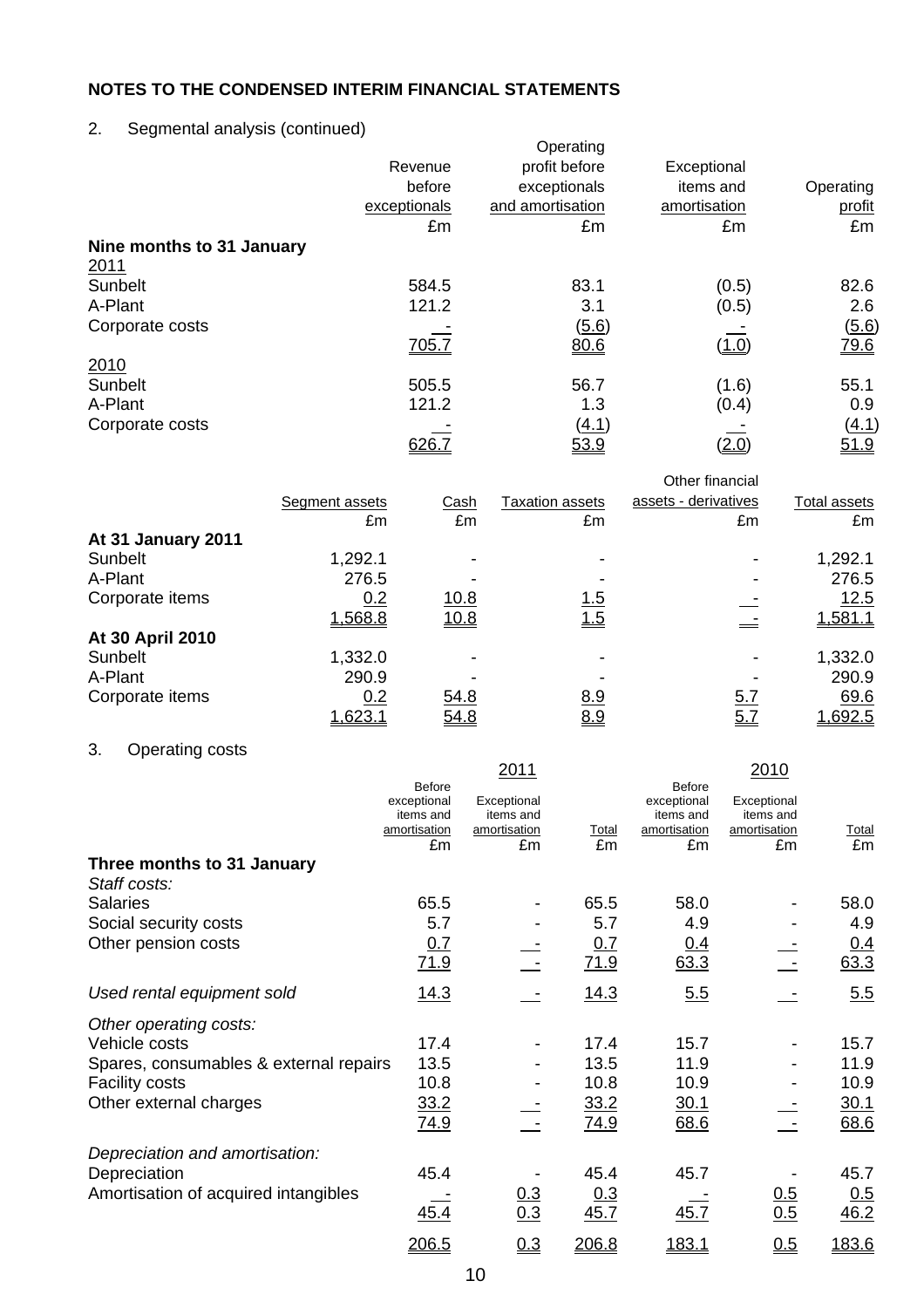## NOTES TO THE CONDENSED INTERIM FINANCIAL STATEMENTS

2. Segmental analysis (continued)

| | Revenue before exceptionals £m | Operating profit before exceptionals and amortisation £m | Exceptional items and amortisation £m | Operating profit £m |
|---|---|---|---|---|
| **Nine months to 31 January** | | | | |
| 2011 | | | | |
| Sunbelt | 584.5 | 83.1 | (0.5) | 82.6 |
| A-Plant | 121.2 | 3.1 | (0.5) | 2.6 |
| Corporate costs | - | (5.6) | - | (5.6) |
| | 705.7 | 80.6 | (1.0) | 79.6 |
| 2010 | | | | |
| Sunbelt | 505.5 | 56.7 | (1.6) | 55.1 |
| A-Plant | 121.2 | 1.3 | (0.4) | 0.9 |
| Corporate costs | - | (4.1) | - | (4.1) |
| | 626.7 | 53.9 | (2.0) | 51.9 |

| | Segment assets £m | Cash £m | Taxation assets £m | Other financial assets - derivatives £m | Total assets £m |
|---|---|---|---|---|---|
| **At 31 January 2011** | | | | | |
| Sunbelt | 1,292.1 | - | - | - | 1,292.1 |
| A-Plant | 276.5 | - | - | - | 276.5 |
| Corporate items | 0.2 | 10.8 | 1.5 | - | 12.5 |
| | 1,568.8 | 10.8 | 1.5 | - | 1,581.1 |
| **At 30 April 2010** | | | | | |
| Sunbelt | 1,332.0 | - | - | - | 1,332.0 |
| A-Plant | 290.9 | - | - | - | 290.9 |
| Corporate items | 0.2 | 54.8 | 8.9 | 5.7 | 69.6 |
| | 1,623.1 | 54.8 | 8.9 | 5.7 | 1,692.5 |

3. Operating costs

| | 2011 | | | 2010 | | |
|---|---|---|---|---|---|---|
| | Before exceptional items and amortisation £m | Exceptional items and amortisation £m | Total £m | Before exceptional items and amortisation £m | Exceptional items and amortisation £m | Total £m |
| **Three months to 31 January** | | | | | | |
| *Staff costs:* | | | | | | |
| Salaries | 65.5 | - | 65.5 | 58.0 | - | 58.0 |
| Social security costs | 5.7 | - | 5.7 | 4.9 | - | 4.9 |
| Other pension costs | 0.7 | - | 0.7 | 0.4 | - | 0.4 |
| | 71.9 | - | 71.9 | 63.3 | - | 63.3 |
| *Used rental equipment sold* | 14.3 | - | 14.3 | 5.5 | - | 5.5 |
| *Other operating costs:* | | | | | | |
| Vehicle costs | 17.4 | - | 17.4 | 15.7 | - | 15.7 |
| Spares, consumables & external repairs | 13.5 | - | 13.5 | 11.9 | - | 11.9 |
| Facility costs | 10.8 | - | 10.8 | 10.9 | - | 10.9 |
| Other external charges | 33.2 | - | 33.2 | 30.1 | - | 30.1 |
| | 74.9 | - | 74.9 | 68.6 | - | 68.6 |
| *Depreciation and amortisation:* | | | | | | |
| Depreciation | 45.4 | - | 45.4 | 45.7 | - | 45.7 |
| Amortisation of acquired intangibles | - | 0.3 | 0.3 | - | 0.5 | 0.5 |
| | 45.4 | 0.3 | 45.7 | 45.7 | 0.5 | 46.2 |
| | 206.5 | 0.3 | 206.8 | 183.1 | 0.5 | 183.6 |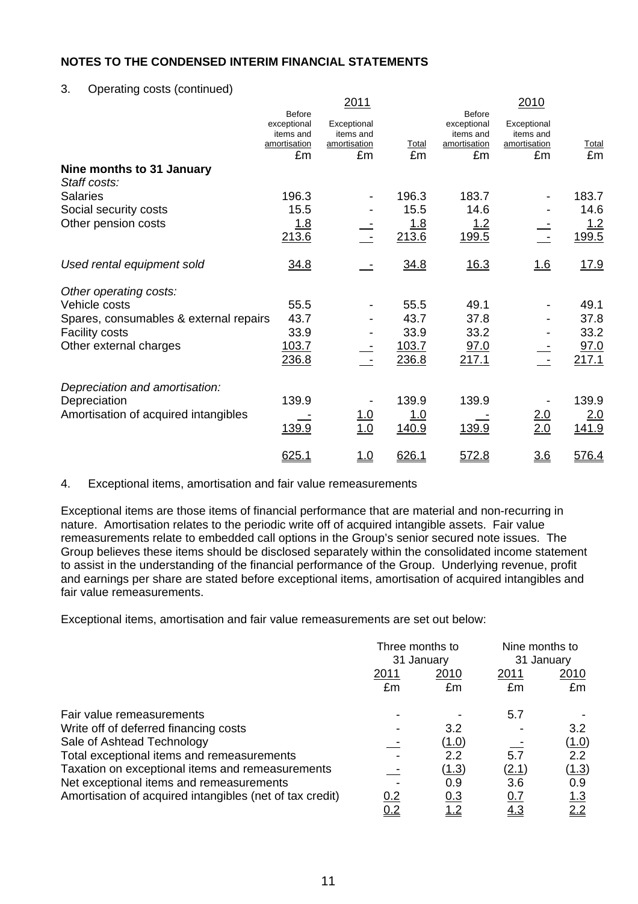## NOTES TO THE CONDENSED INTERIM FINANCIAL STATEMENTS

3. Operating costs (continued)

| | 2011 | | | 2010 | | |
|---|---|---|---|---|---|---|
| | Before exceptional items and amortisation £m | Exceptional items and amortisation £m | Total £m | Before exceptional items and amortisation £m | Exceptional items and amortisation £m | Total £m |
| **Nine months to 31 January** | | | | | | |
| *Staff costs:* | | | | | | |
| Salaries | 196.3 | - | 196.3 | 183.7 | - | 183.7 |
| Social security costs | 15.5 | - | 15.5 | 14.6 | - | 14.6 |
| Other pension costs | 1.8 | - | 1.8 | 1.2 | - | 1.2 |
| | 213.6 | - | 213.6 | 199.5 | - | 199.5 |
| *Used rental equipment sold* | 34.8 | - | 34.8 | 16.3 | 1.6 | 17.9 |
| *Other operating costs:* | | | | | | |
| Vehicle costs | 55.5 | - | 55.5 | 49.1 | - | 49.1 |
| Spares, consumables & external repairs | 43.7 | - | 43.7 | 37.8 | - | 37.8 |
| Facility costs | 33.9 | - | 33.9 | 33.2 | - | 33.2 |
| Other external charges | 103.7 | - | 103.7 | 97.0 | - | 97.0 |
| | 236.8 | - | 236.8 | 217.1 | - | 217.1 |
| *Depreciation and amortisation:* | | | | | | |
| Depreciation | 139.9 | - | 139.9 | 139.9 | - | 139.9 |
| Amortisation of acquired intangibles | - | 1.0 | 1.0 | - | 2.0 | 2.0 |
| | 139.9 | 1.0 | 140.9 | 139.9 | 2.0 | 141.9 |
| | 625.1 | 1.0 | 626.1 | 572.8 | 3.6 | 576.4 |

4. Exceptional items, amortisation and fair value remeasurements

Exceptional items are those items of financial performance that are material and non-recurring in nature. Amortisation relates to the periodic write off of acquired intangible assets. Fair value remeasurements relate to embedded call options in the Group's senior secured note issues. The Group believes these items should be disclosed separately within the consolidated income statement to assist in the understanding of the financial performance of the Group. Underlying revenue, profit and earnings per share are stated before exceptional items, amortisation of acquired intangibles and fair value remeasurements.

Exceptional items, amortisation and fair value remeasurements are set out below:

| | Three months to 31 January | | Nine months to 31 January | |
|---|---|---|---|---|
| | 2011 £m | 2010 £m | 2011 £m | 2010 £m |
| Fair value remeasurements | - | - | 5.7 | - |
| Write off of deferred financing costs | - | 3.2 | - | 3.2 |
| Sale of Ashtead Technology | - | (1.0) | - | (1.0) |
| Total exceptional items and remeasurements | - | 2.2 | 5.7 | 2.2 |
| Taxation on exceptional items and remeasurements | - | (1.3) | (2.1) | (1.3) |
| Net exceptional items and remeasurements | - | 0.9 | 3.6 | 0.9 |
| Amortisation of acquired intangibles (net of tax credit) | 0.2 | 0.3 | 0.7 | 1.3 |
| | 0.2 | 1.2 | 4.3 | 2.2 |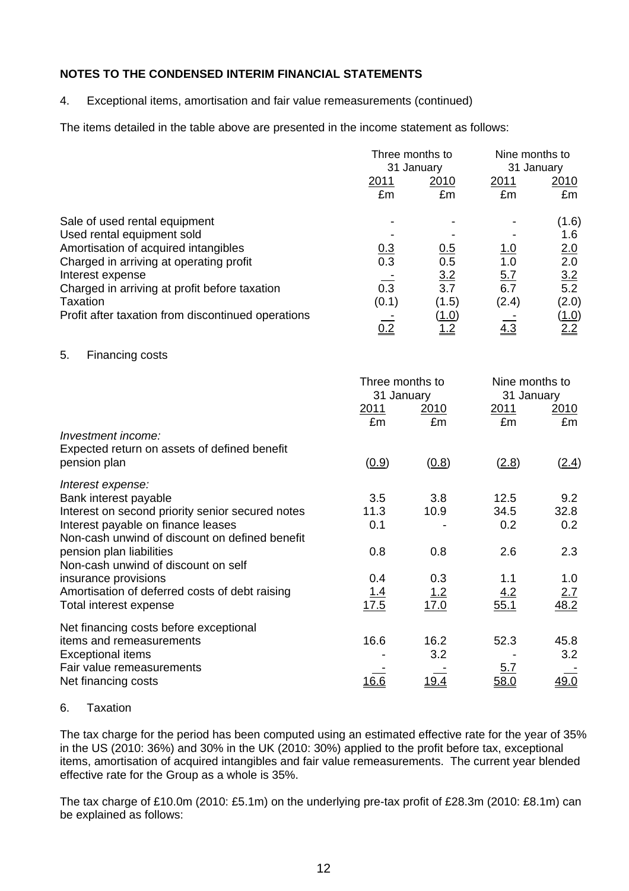**NOTES TO THE CONDENSED INTERIM FINANCIAL STATEMENTS**

4. Exceptional items, amortisation and fair value remeasurements (continued)

The items detailed in the table above are presented in the income statement as follows:

| | Three months to 31 January | | Nine months to 31 January | |
|---|---|---|---|---|
| | 2011 | 2010 | 2011 | 2010 |
| | £m | £m | £m | £m |
| Sale of used rental equipment | - | - | - | (1.6) |
| Used rental equipment sold | - | - | - | 1.6 |
| Amortisation of acquired intangibles | 0.3 | 0.5 | 1.0 | 2.0 |
| Charged in arriving at operating profit | 0.3 | 0.5 | 1.0 | 2.0 |
| Interest expense | - | 3.2 | 5.7 | 3.2 |
| Charged in arriving at profit before taxation | 0.3 | 3.7 | 6.7 | 5.2 |
| Taxation | (0.1) | (1.5) | (2.4) | (2.0) |
| Profit after taxation from discontinued operations | - | (1.0) | - | (1.0) |
| | 0.2 | 1.2 | 4.3 | 2.2 |

5. Financing costs

| | Three months to 31 January | | Nine months to 31 January | |
|---|---|---|---|---|
| | 2011 | 2010 | 2011 | 2010 |
| | £m | £m | £m | £m |
| *Investment income:* | | | | |
| Expected return on assets of defined benefit pension plan | (0.9) | (0.8) | (2.8) | (2.4) |
| *Interest expense:* | | | | |
| Bank interest payable | 3.5 | 3.8 | 12.5 | 9.2 |
| Interest on second priority senior secured notes | 11.3 | 10.9 | 34.5 | 32.8 |
| Interest payable on finance leases | 0.1 | - | 0.2 | 0.2 |
| Non-cash unwind of discount on defined benefit pension plan liabilities | 0.8 | 0.8 | 2.6 | 2.3 |
| Non-cash unwind of discount on self insurance provisions | 0.4 | 0.3 | 1.1 | 1.0 |
| Amortisation of deferred costs of debt raising | 1.4 | 1.2 | 4.2 | 2.7 |
| Total interest expense | 17.5 | 17.0 | 55.1 | 48.2 |
| Net financing costs before exceptional items and remeasurements | 16.6 | 16.2 | 52.3 | 45.8 |
| Exceptional items | - | 3.2 | - | 3.2 |
| Fair value remeasurements | - | - | 5.7 | - |
| Net financing costs | 16.6 | 19.4 | 58.0 | 49.0 |

6. Taxation

The tax charge for the period has been computed using an estimated effective rate for the year of 35% in the US (2010: 36%) and 30% in the UK (2010: 30%) applied to the profit before tax, exceptional items, amortisation of acquired intangibles and fair value remeasurements. The current year blended effective rate for the Group as a whole is 35%.

The tax charge of £10.0m (2010: £5.1m) on the underlying pre-tax profit of £28.3m (2010: £8.1m) can be explained as follows: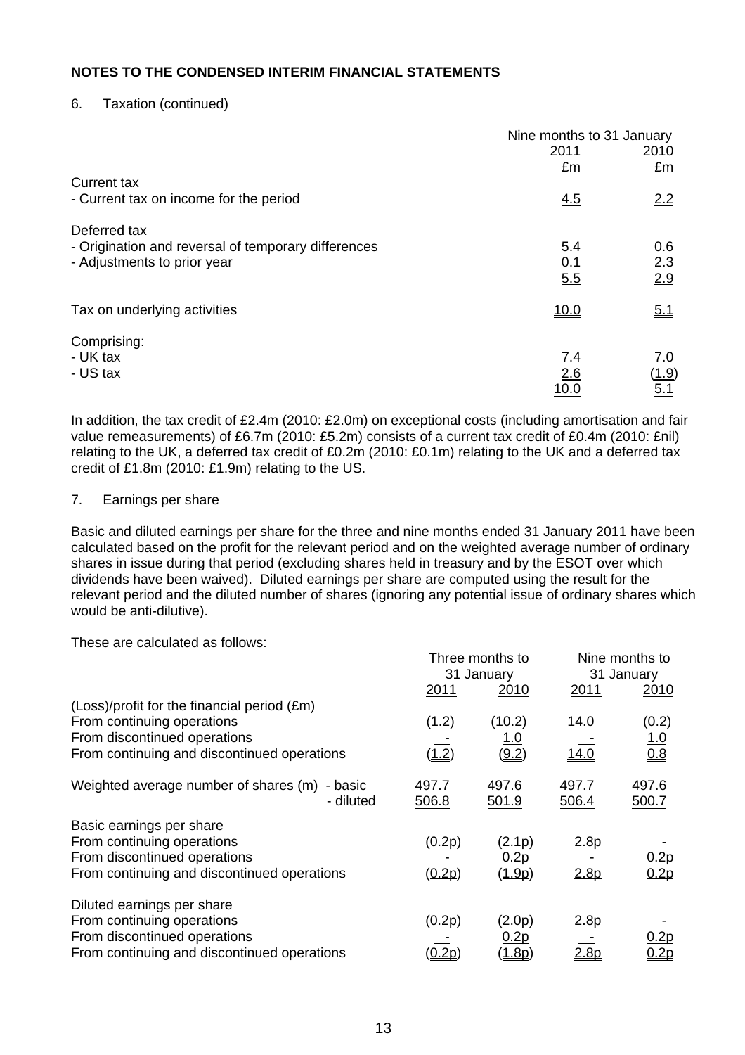## NOTES TO THE CONDENSED INTERIM FINANCIAL STATEMENTS

6. Taxation (continued)

| | Nine months to 31 January | |
|---|---|---|
| | 2011 | 2010 |
| | £m | £m |
| Current tax | | |
| - Current tax on income for the period | 4.5 | 2.2 |
| Deferred tax | | |
| - Origination and reversal of temporary differences | 5.4 | 0.6 |
| - Adjustments to prior year | 0.1 | 2.3 |
| | 5.5 | 2.9 |
| Tax on underlying activities | 10.0 | 5.1 |
| Comprising: | | |
| - UK tax | 7.4 | 7.0 |
| - US tax | 2.6 | (1.9) |
| | 10.0 | 5.1 |

In addition, the tax credit of £2.4m (2010: £2.0m) on exceptional costs (including amortisation and fair value remeasurements) of £6.7m (2010: £5.2m) consists of a current tax credit of £0.4m (2010: £nil) relating to the UK, a deferred tax credit of £0.2m (2010: £0.1m) relating to the UK and a deferred tax credit of £1.8m (2010: £1.9m) relating to the US.

7. Earnings per share

Basic and diluted earnings per share for the three and nine months ended 31 January 2011 have been calculated based on the profit for the relevant period and on the weighted average number of ordinary shares in issue during that period (excluding shares held in treasury and by the ESOT over which dividends have been waived). Diluted earnings per share are computed using the result for the relevant period and the diluted number of shares (ignoring any potential issue of ordinary shares which would be anti-dilutive).

These are calculated as follows:

| | Three months to 31 January | | Nine months to 31 January | |
|---|---|---|---|---|
| | 2011 | 2010 | 2011 | 2010 |
| (Loss)/profit for the financial period (£m) | | | | |
| From continuing operations | (1.2) | (10.2) | 14.0 | (0.2) |
| From discontinued operations | - | 1.0 | - | 1.0 |
| From continuing and discontinued operations | (1.2) | (9.2) | 14.0 | 0.8 |
| Weighted average number of shares (m) - basic | 497.7 | 497.6 | 497.7 | 497.6 |
| - diluted | 506.8 | 501.9 | 506.4 | 500.7 |
| Basic earnings per share | | | | |
| From continuing operations | (0.2p) | (2.1p) | 2.8p | - |
| From discontinued operations | - | 0.2p | - | 0.2p |
| From continuing and discontinued operations | (0.2p) | (1.9p) | 2.8p | 0.2p |
| Diluted earnings per share | | | | |
| From continuing operations | (0.2p) | (2.0p) | 2.8p | - |
| From discontinued operations | - | 0.2p | - | 0.2p |
| From continuing and discontinued operations | (0.2p) | (1.8p) | 2.8p | 0.2p |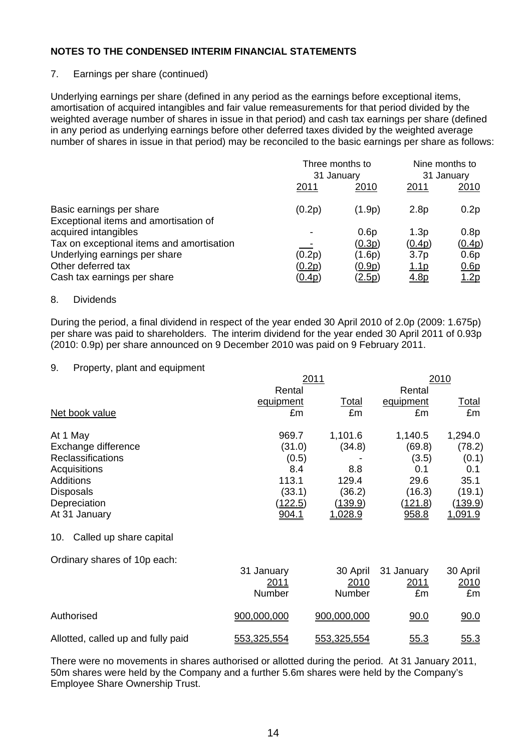**NOTES TO THE CONDENSED INTERIM FINANCIAL STATEMENTS**

7. Earnings per share (continued)

Underlying earnings per share (defined in any period as the earnings before exceptional items, amortisation of acquired intangibles and fair value remeasurements for that period divided by the weighted average number of shares in issue in that period) and cash tax earnings per share (defined in any period as underlying earnings before other deferred taxes divided by the weighted average number of shares in issue in that period) may be reconciled to the basic earnings per share as follows:

| | Three months to 31 January | | Nine months to 31 January | |
|---|---|---|---|---|
| | 2011 | 2010 | 2011 | 2010 |
| Basic earnings per share | (0.2p) | (1.9p) | 2.8p | 0.2p |
| Exceptional items and amortisation of acquired intangibles | - | 0.6p | 1.3p | 0.8p |
| Tax on exceptional items and amortisation | - | (0.3p) | (0.4p) | (0.4p) |
| Underlying earnings per share | (0.2p) | (1.6p) | 3.7p | 0.6p |
| Other deferred tax | (0.2p) | (0.9p) | 1.1p | 0.6p |
| Cash tax earnings per share | (0.4p) | (2.5p) | 4.8p | 1.2p |

8. Dividends

During the period, a final dividend in respect of the year ended 30 April 2010 of 2.0p (2009: 1.675p) per share was paid to shareholders. The interim dividend for the year ended 30 April 2011 of 0.93p (2010: 0.9p) per share announced on 9 December 2010 was paid on 9 February 2011.

9. Property, plant and equipment

| | 2011 | | 2010 | |
|---|---|---|---|---|
| | Rental equipment | Total | Rental equipment | Total |
| Net book value | £m | £m | £m | £m |
| At 1 May | 969.7 | 1,101.6 | 1,140.5 | 1,294.0 |
| Exchange difference | (31.0) | (34.8) | (69.8) | (78.2) |
| Reclassifications | (0.5) | - | (3.5) | (0.1) |
| Acquisitions | 8.4 | 8.8 | 0.1 | 0.1 |
| Additions | 113.1 | 129.4 | 29.6 | 35.1 |
| Disposals | (33.1) | (36.2) | (16.3) | (19.1) |
| Depreciation | (122.5) | (139.9) | (121.8) | (139.9) |
| At 31 January | 904.1 | 1,028.9 | 958.8 | 1,091.9 |

10. Called up share capital

Ordinary shares of 10p each:

| | 31 January 2011 | 30 April 2010 | 31 January 2011 | 30 April 2010 |
|---|---|---|---|---|
| | Number | Number | £m | £m |
| Authorised | 900,000,000 | 900,000,000 | 90.0 | 90.0 |
| Allotted, called up and fully paid | 553,325,554 | 553,325,554 | 55.3 | 55.3 |

There were no movements in shares authorised or allotted during the period. At 31 January 2011, 50m shares were held by the Company and a further 5.6m shares were held by the Company's Employee Share Ownership Trust.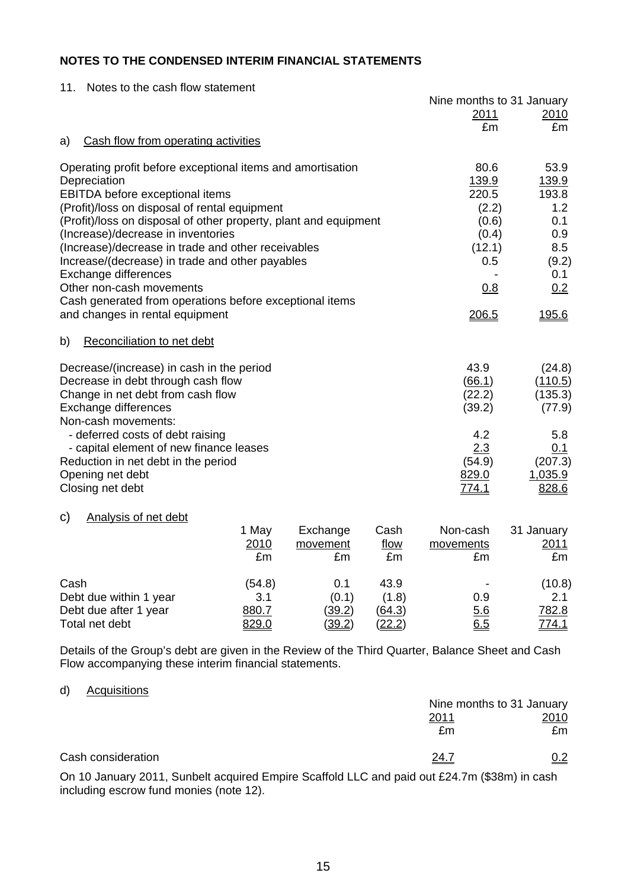# NOTES TO THE CONDENSED INTERIM FINANCIAL STATEMENTS

## 11. Notes to the cash flow statement

| | Nine months to 31 January 2011 £m | 2010 £m |
|---|---|---|
| **a) Cash flow from operating activities** | | |
| Operating profit before exceptional items and amortisation | 80.6 | 53.9 |
| Depreciation | 139.9 | 139.9 |
| EBITDA before exceptional items | 220.5 | 193.8 |
| (Profit)/loss on disposal of rental equipment | (2.2) | 1.2 |
| (Profit)/loss on disposal of other property, plant and equipment | (0.6) | 0.1 |
| (Increase)/decrease in inventories | (0.4) | 0.9 |
| (Increase)/decrease in trade and other receivables | (12.1) | 8.5 |
| Increase/(decrease) in trade and other payables | 0.5 | (9.2) |
| Exchange differences | - | 0.1 |
| Other non-cash movements | 0.8 | 0.2 |
| Cash generated from operations before exceptional items and changes in rental equipment | 206.5 | 195.6 |

| | 2011 £m | 2010 £m |
|---|---|---|
| **b) Reconciliation to net debt** | | |
| Decrease/(increase) in cash in the period | 43.9 | (24.8) |
| Decrease in debt through cash flow | (66.1) | (110.5) |
| Change in net debt from cash flow | (22.2) | (135.3) |
| Exchange differences | (39.2) | (77.9) |
| Non-cash movements: | | |
| - deferred costs of debt raising | 4.2 | 5.8 |
| - capital element of new finance leases | 2.3 | 0.1 |
| Reduction in net debt in the period | (54.9) | (207.3) |
| Opening net debt | 829.0 | 1,035.9 |
| Closing net debt | 774.1 | 828.6 |

**c) Analysis of net debt**

| | 1 May 2010 £m | Exchange movement £m | Cash flow £m | Non-cash movements £m | 31 January 2011 £m |
|---|---|---|---|---|---|
| Cash | (54.8) | 0.1 | 43.9 | - | (10.8) |
| Debt due within 1 year | 3.1 | (0.1) | (1.8) | 0.9 | 2.1 |
| Debt due after 1 year | 880.7 | (39.2) | (64.3) | 5.6 | 782.8 |
| Total net debt | 829.0 | (39.2) | (22.2) | 6.5 | 774.1 |

Details of the Group's debt are given in the Review of the Third Quarter, Balance Sheet and Cash Flow accompanying these interim financial statements.

**d) Acquisitions**

| | Nine months to 31 January 2011 £m | 2010 £m |
|---|---|---|
| Cash consideration | 24.7 | 0.2 |

On 10 January 2011, Sunbelt acquired Empire Scaffold LLC and paid out £24.7m ($38m) in cash including escrow fund monies (note 12).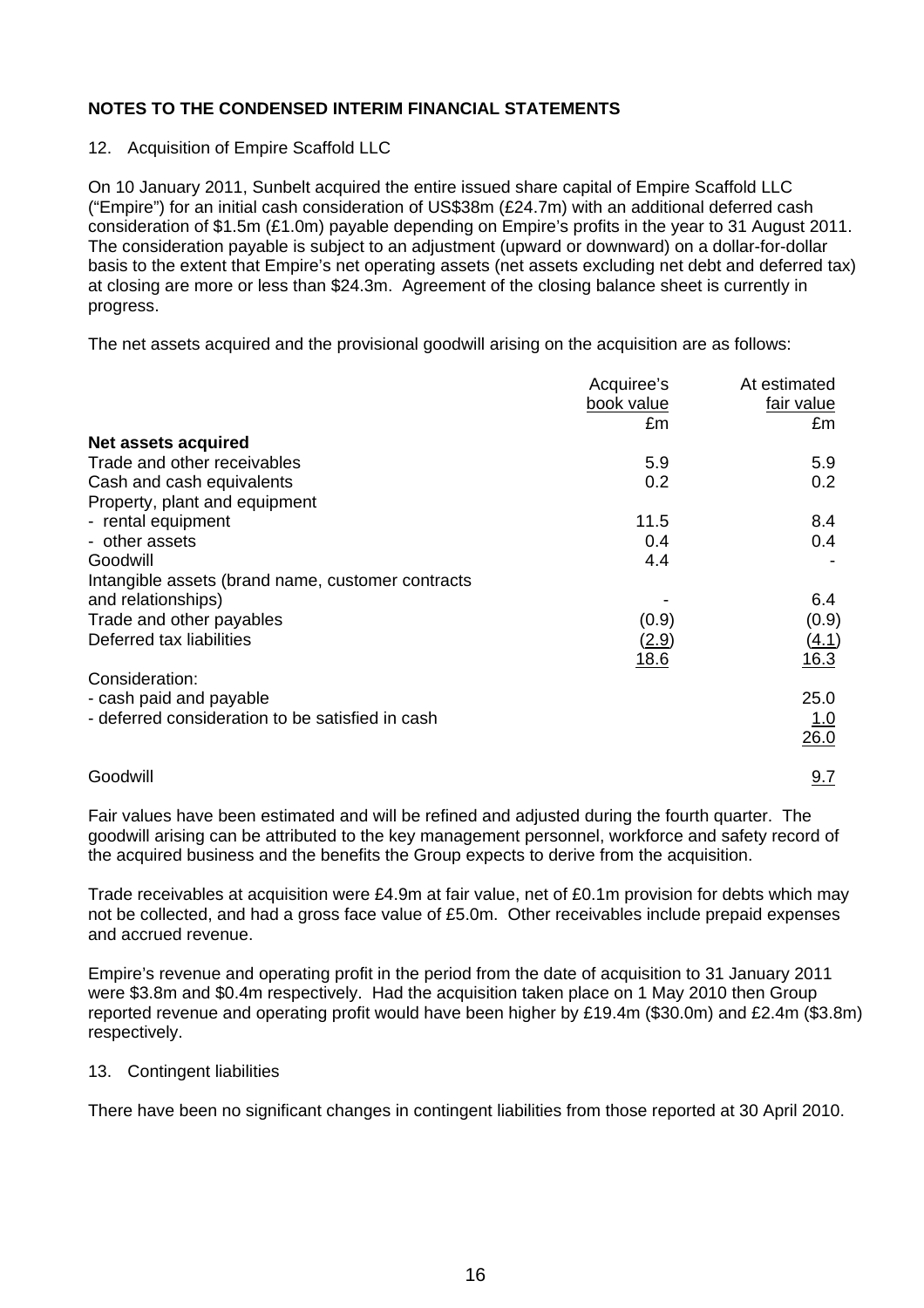## NOTES TO THE CONDENSED INTERIM FINANCIAL STATEMENTS

12. Acquisition of Empire Scaffold LLC

On 10 January 2011, Sunbelt acquired the entire issued share capital of Empire Scaffold LLC ("Empire") for an initial cash consideration of US$38m (£24.7m) with an additional deferred cash consideration of $1.5m (£1.0m) payable depending on Empire's profits in the year to 31 August 2011. The consideration payable is subject to an adjustment (upward or downward) on a dollar-for-dollar basis to the extent that Empire's net operating assets (net assets excluding net debt and deferred tax) at closing are more or less than $24.3m. Agreement of the closing balance sheet is currently in progress.

The net assets acquired and the provisional goodwill arising on the acquisition are as follows:

| | Acquiree's book value £m | At estimated fair value £m |
|---|---|---|
| **Net assets acquired** | | |
| Trade and other receivables | 5.9 | 5.9 |
| Cash and cash equivalents | 0.2 | 0.2 |
| Property, plant and equipment | | |
| - rental equipment | 11.5 | 8.4 |
| - other assets | 0.4 | 0.4 |
| Goodwill | 4.4 | - |
| Intangible assets (brand name, customer contracts and relationships) | - | 6.4 |
| Trade and other payables | (0.9) | (0.9) |
| Deferred tax liabilities | (2.9) | (4.1) |
| | 18.6 | 16.3 |
| Consideration: | | |
| - cash paid and payable | | 25.0 |
| - deferred consideration to be satisfied in cash | | 1.0 |
| | | 26.0 |
| Goodwill | | 9.7 |

Fair values have been estimated and will be refined and adjusted during the fourth quarter. The goodwill arising can be attributed to the key management personnel, workforce and safety record of the acquired business and the benefits the Group expects to derive from the acquisition.

Trade receivables at acquisition were £4.9m at fair value, net of £0.1m provision for debts which may not be collected, and had a gross face value of £5.0m. Other receivables include prepaid expenses and accrued revenue.

Empire's revenue and operating profit in the period from the date of acquisition to 31 January 2011 were $3.8m and $0.4m respectively. Had the acquisition taken place on 1 May 2010 then Group reported revenue and operating profit would have been higher by £19.4m ($30.0m) and £2.4m ($3.8m) respectively.

13. Contingent liabilities

There have been no significant changes in contingent liabilities from those reported at 30 April 2010.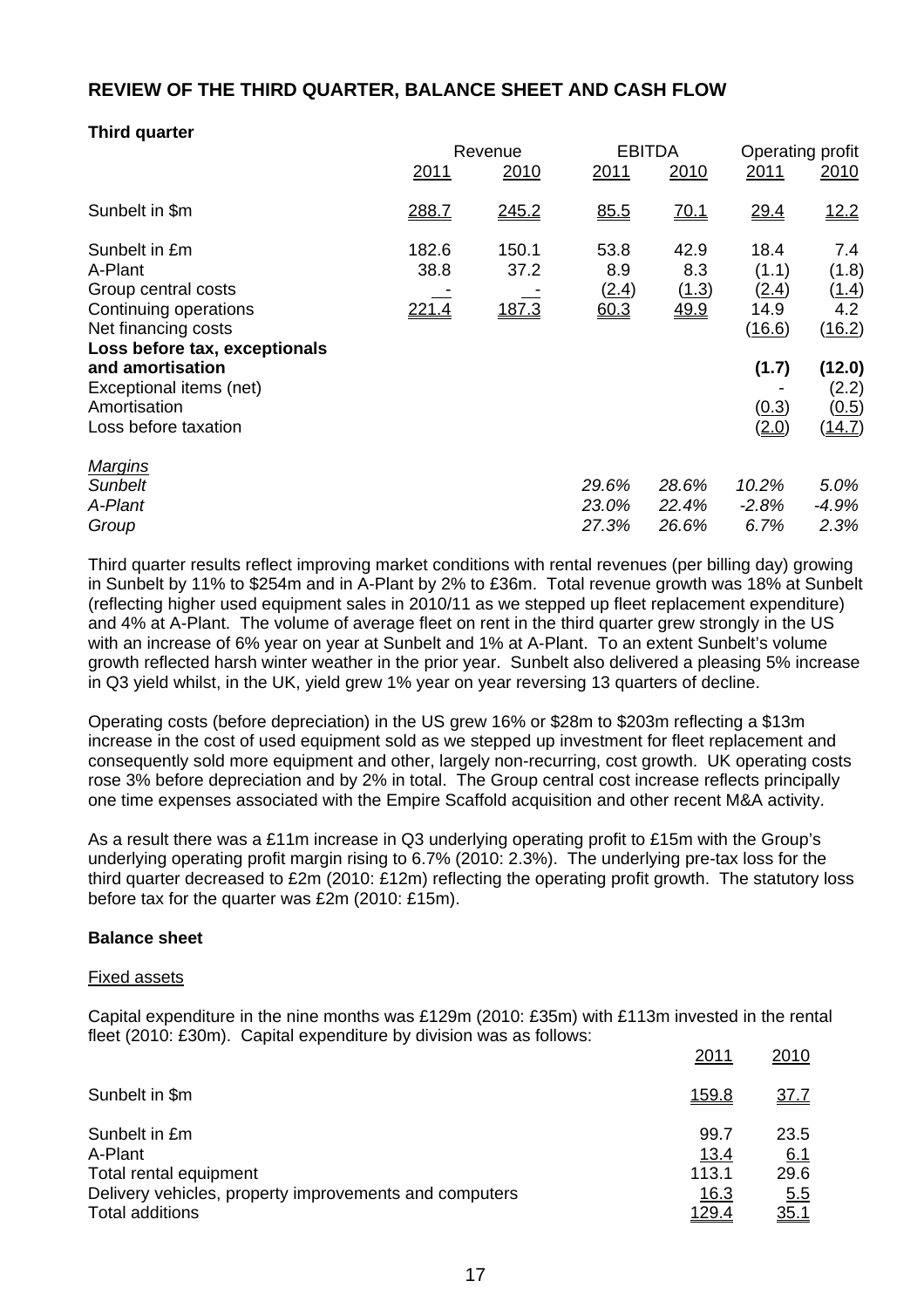## REVIEW OF THE THIRD QUARTER, BALANCE SHEET AND CASH FLOW

### Third quarter

| | Revenue | | EBITDA | | Operating profit | |
|---|---|---|---|---|---|---|
| | 2011 | 2010 | 2011 | 2010 | 2011 | 2010 |
| Sunbelt in $m | 288.7 | 245.2 | 85.5 | 70.1 | 29.4 | 12.2 |
| Sunbelt in £m | 182.6 | 150.1 | 53.8 | 42.9 | 18.4 | 7.4 |
| A-Plant | 38.8 | 37.2 | 8.9 | 8.3 | (1.1) | (1.8) |
| Group central costs | - | - | (2.4) | (1.3) | (2.4) | (1.4) |
| Continuing operations | 221.4 | 187.3 | 60.3 | 49.9 | 14.9 | 4.2 |
| Net financing costs | | | | | (16.6) | (16.2) |
| **Loss before tax, exceptionals and amortisation** | | | | | **(1.7)** | **(12.0)** |
| Exceptional items (net) | | | | | - | (2.2) |
| Amortisation | | | | | (0.3) | (0.5) |
| Loss before taxation | | | | | (2.0) | (14.7) |
| *Margins* | | | | | | |
| *Sunbelt* | | | *29.6%* | *28.6%* | *10.2%* | *5.0%* |
| *A-Plant* | | | *23.0%* | *22.4%* | *-2.8%* | *-4.9%* |
| *Group* | | | *27.3%* | *26.6%* | *6.7%* | *2.3%* |

Third quarter results reflect improving market conditions with rental revenues (per billing day) growing in Sunbelt by 11% to $254m and in A-Plant by 2% to £36m. Total revenue growth was 18% at Sunbelt (reflecting higher used equipment sales in 2010/11 as we stepped up fleet replacement expenditure) and 4% at A-Plant. The volume of average fleet on rent in the third quarter grew strongly in the US with an increase of 6% year on year at Sunbelt and 1% at A-Plant. To an extent Sunbelt's volume growth reflected harsh winter weather in the prior year. Sunbelt also delivered a pleasing 5% increase in Q3 yield whilst, in the UK, yield grew 1% year on year reversing 13 quarters of decline.

Operating costs (before depreciation) in the US grew 16% or $28m to $203m reflecting a $13m increase in the cost of used equipment sold as we stepped up investment for fleet replacement and consequently sold more equipment and other, largely non-recurring, cost growth. UK operating costs rose 3% before depreciation and by 2% in total. The Group central cost increase reflects principally one time expenses associated with the Empire Scaffold acquisition and other recent M&A activity.

As a result there was a £11m increase in Q3 underlying operating profit to £15m with the Group's underlying operating profit margin rising to 6.7% (2010: 2.3%). The underlying pre-tax loss for the third quarter decreased to £2m (2010: £12m) reflecting the operating profit growth. The statutory loss before tax for the quarter was £2m (2010: £15m).

### Balance sheet

Fixed assets

Capital expenditure in the nine months was £129m (2010: £35m) with £113m invested in the rental fleet (2010: £30m). Capital expenditure by division was as follows:

| | 2011 | 2010 |
|---|---|---|
| Sunbelt in $m | 159.8 | 37.7 |
| Sunbelt in £m | 99.7 | 23.5 |
| A-Plant | 13.4 | 6.1 |
| Total rental equipment | 113.1 | 29.6 |
| Delivery vehicles, property improvements and computers | 16.3 | 5.5 |
| Total additions | 129.4 | 35.1 |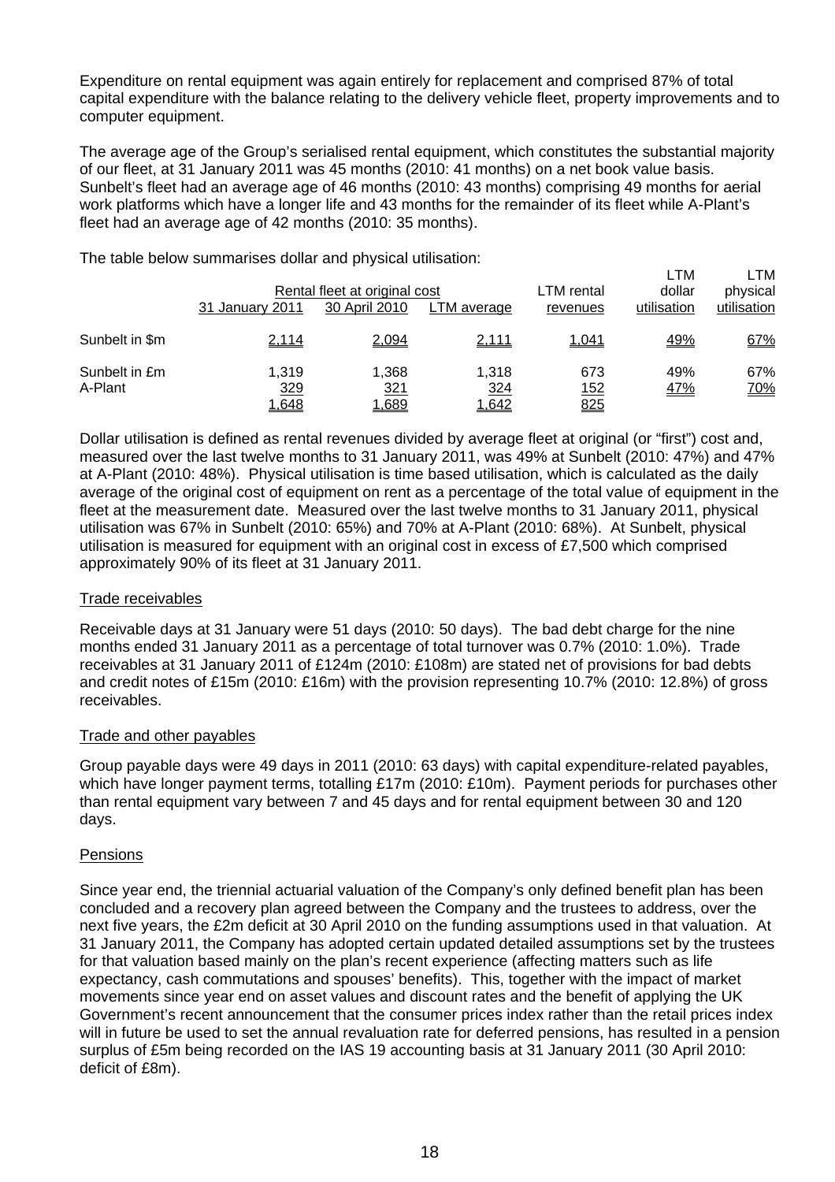Expenditure on rental equipment was again entirely for replacement and comprised 87% of total capital expenditure with the balance relating to the delivery vehicle fleet, property improvements and to computer equipment.

The average age of the Group's serialised rental equipment, which constitutes the substantial majority of our fleet, at 31 January 2011 was 45 months (2010: 41 months) on a net book value basis. Sunbelt's fleet had an average age of 46 months (2010: 43 months) comprising 49 months for aerial work platforms which have a longer life and 43 months for the remainder of its fleet while A-Plant's fleet had an average age of 42 months (2010: 35 months).

The table below summarises dollar and physical utilisation:

| | Rental fleet at original cost | | | LTM rental | LTM dollar | LTM physical |
|---|---|---|---|---|---|---|
| | 31 January 2011 | 30 April 2010 | LTM average | revenues | utilisation | utilisation |
| Sunbelt in $m | 2,114 | 2,094 | 2,111 | 1,041 | 49% | 67% |
| Sunbelt in £m | 1,319 | 1,368 | 1,318 | 673 | 49% | 67% |
| A-Plant | 329 | 321 | 324 | 152 | 47% | 70% |
| | 1,648 | 1,689 | 1,642 | 825 | | |

Dollar utilisation is defined as rental revenues divided by average fleet at original (or "first") cost and, measured over the last twelve months to 31 January 2011, was 49% at Sunbelt (2010: 47%) and 47% at A-Plant (2010: 48%). Physical utilisation is time based utilisation, which is calculated as the daily average of the original cost of equipment on rent as a percentage of the total value of equipment in the fleet at the measurement date. Measured over the last twelve months to 31 January 2011, physical utilisation was 67% in Sunbelt (2010: 65%) and 70% at A-Plant (2010: 68%). At Sunbelt, physical utilisation is measured for equipment with an original cost in excess of £7,500 which comprised approximately 90% of its fleet at 31 January 2011.

## Trade receivables

Receivable days at 31 January were 51 days (2010: 50 days). The bad debt charge for the nine months ended 31 January 2011 as a percentage of total turnover was 0.7% (2010: 1.0%). Trade receivables at 31 January 2011 of £124m (2010: £108m) are stated net of provisions for bad debts and credit notes of £15m (2010: £16m) with the provision representing 10.7% (2010: 12.8%) of gross receivables.

## Trade and other payables

Group payable days were 49 days in 2011 (2010: 63 days) with capital expenditure-related payables, which have longer payment terms, totalling £17m (2010: £10m). Payment periods for purchases other than rental equipment vary between 7 and 45 days and for rental equipment between 30 and 120 days.

## Pensions

Since year end, the triennial actuarial valuation of the Company's only defined benefit plan has been concluded and a recovery plan agreed between the Company and the trustees to address, over the next five years, the £2m deficit at 30 April 2010 on the funding assumptions used in that valuation. At 31 January 2011, the Company has adopted certain updated detailed assumptions set by the trustees for that valuation based mainly on the plan's recent experience (affecting matters such as life expectancy, cash commutations and spouses' benefits). This, together with the impact of market movements since year end on asset values and discount rates and the benefit of applying the UK Government's recent announcement that the consumer prices index rather than the retail prices index will in future be used to set the annual revaluation rate for deferred pensions, has resulted in a pension surplus of £5m being recorded on the IAS 19 accounting basis at 31 January 2011 (30 April 2010: deficit of £8m).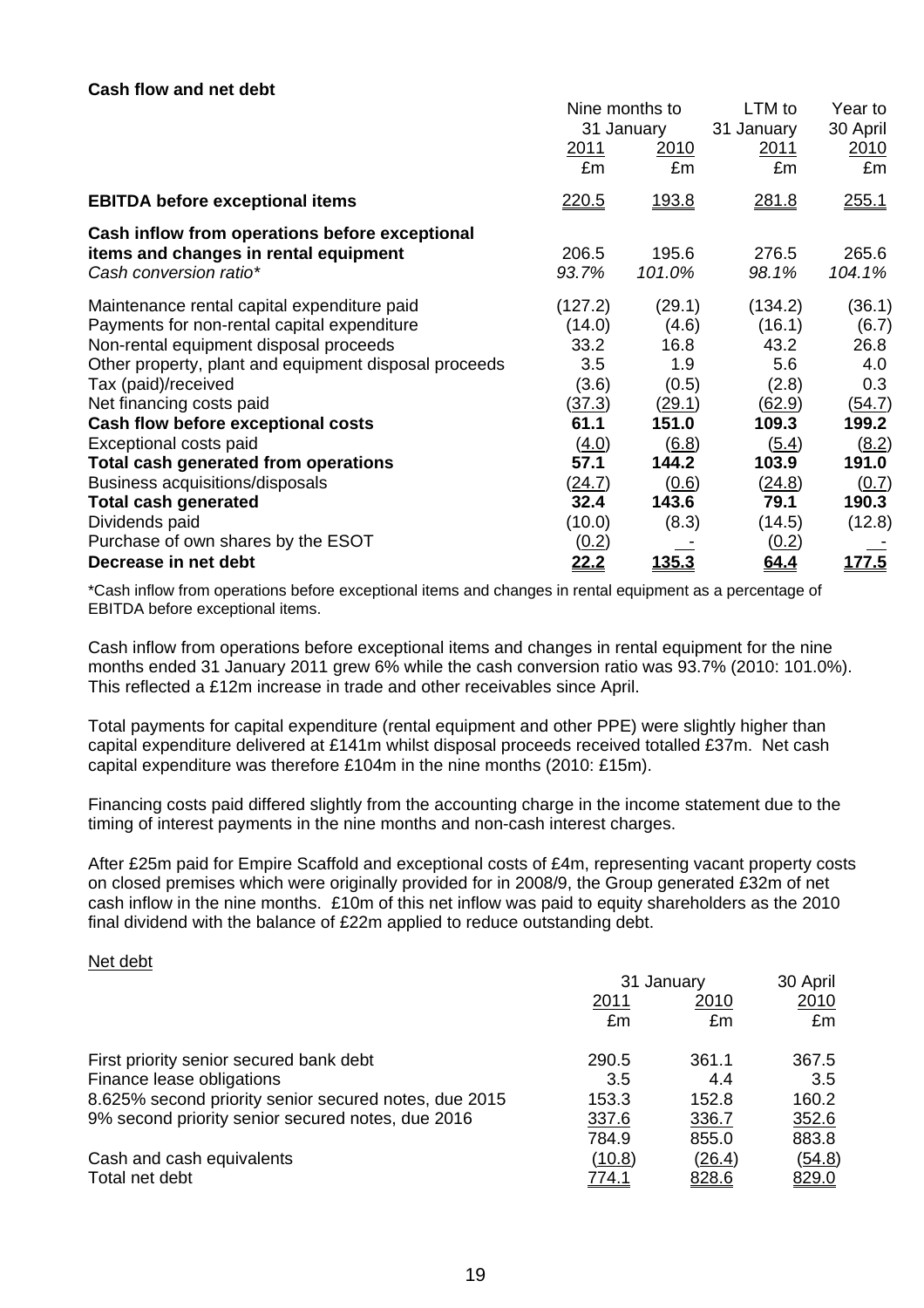**Cash flow and net debt**

| | Nine months to 31 January | | LTM to 31 January | Year to 30 April |
|---|---|---|---|---|
| | 2011 | 2010 | 2011 | 2010 |
| | £m | £m | £m | £m |
| **EBITDA before exceptional items** | 220.5 | 193.8 | 281.8 | 255.1 |
| **Cash inflow from operations before exceptional items and changes in rental equipment** | 206.5 | 195.6 | 276.5 | 265.6 |
| *Cash conversion ratio\** | *93.7%* | *101.0%* | *98.1%* | *104.1%* |
| Maintenance rental capital expenditure paid | (127.2) | (29.1) | (134.2) | (36.1) |
| Payments for non-rental capital expenditure | (14.0) | (4.6) | (16.1) | (6.7) |
| Non-rental equipment disposal proceeds | 33.2 | 16.8 | 43.2 | 26.8 |
| Other property, plant and equipment disposal proceeds | 3.5 | 1.9 | 5.6 | 4.0 |
| Tax (paid)/received | (3.6) | (0.5) | (2.8) | 0.3 |
| Net financing costs paid | (37.3) | (29.1) | (62.9) | (54.7) |
| **Cash flow before exceptional costs** | **61.1** | **151.0** | **109.3** | **199.2** |
| Exceptional costs paid | (4.0) | (6.8) | (5.4) | (8.2) |
| **Total cash generated from operations** | **57.1** | **144.2** | **103.9** | **191.0** |
| Business acquisitions/disposals | (24.7) | (0.6) | (24.8) | (0.7) |
| **Total cash generated** | **32.4** | **143.6** | **79.1** | **190.3** |
| Dividends paid | (10.0) | (8.3) | (14.5) | (12.8) |
| Purchase of own shares by the ESOT | (0.2) | - | (0.2) | - |
| **Decrease in net debt** | **22.2** | **135.3** | **64.4** | **177.5** |

\*Cash inflow from operations before exceptional items and changes in rental equipment as a percentage of EBITDA before exceptional items.

Cash inflow from operations before exceptional items and changes in rental equipment for the nine months ended 31 January 2011 grew 6% while the cash conversion ratio was 93.7% (2010: 101.0%). This reflected a £12m increase in trade and other receivables since April.

Total payments for capital expenditure (rental equipment and other PPE) were slightly higher than capital expenditure delivered at £141m whilst disposal proceeds received totalled £37m. Net cash capital expenditure was therefore £104m in the nine months (2010: £15m).

Financing costs paid differed slightly from the accounting charge in the income statement due to the timing of interest payments in the nine months and non-cash interest charges.

After £25m paid for Empire Scaffold and exceptional costs of £4m, representing vacant property costs on closed premises which were originally provided for in 2008/9, the Group generated £32m of net cash inflow in the nine months. £10m of this net inflow was paid to equity shareholders as the 2010 final dividend with the balance of £22m applied to reduce outstanding debt.

Net debt

| | 31 January | | 30 April |
|---|---|---|---|
| | 2011 | 2010 | 2010 |
| | £m | £m | £m |
| First priority senior secured bank debt | 290.5 | 361.1 | 367.5 |
| Finance lease obligations | 3.5 | 4.4 | 3.5 |
| 8.625% second priority senior secured notes, due 2015 | 153.3 | 152.8 | 160.2 |
| 9% second priority senior secured notes, due 2016 | 337.6 | 336.7 | 352.6 |
| | 784.9 | 855.0 | 883.8 |
| Cash and cash equivalents | (10.8) | (26.4) | (54.8) |
| Total net debt | 774.1 | 828.6 | 829.0 |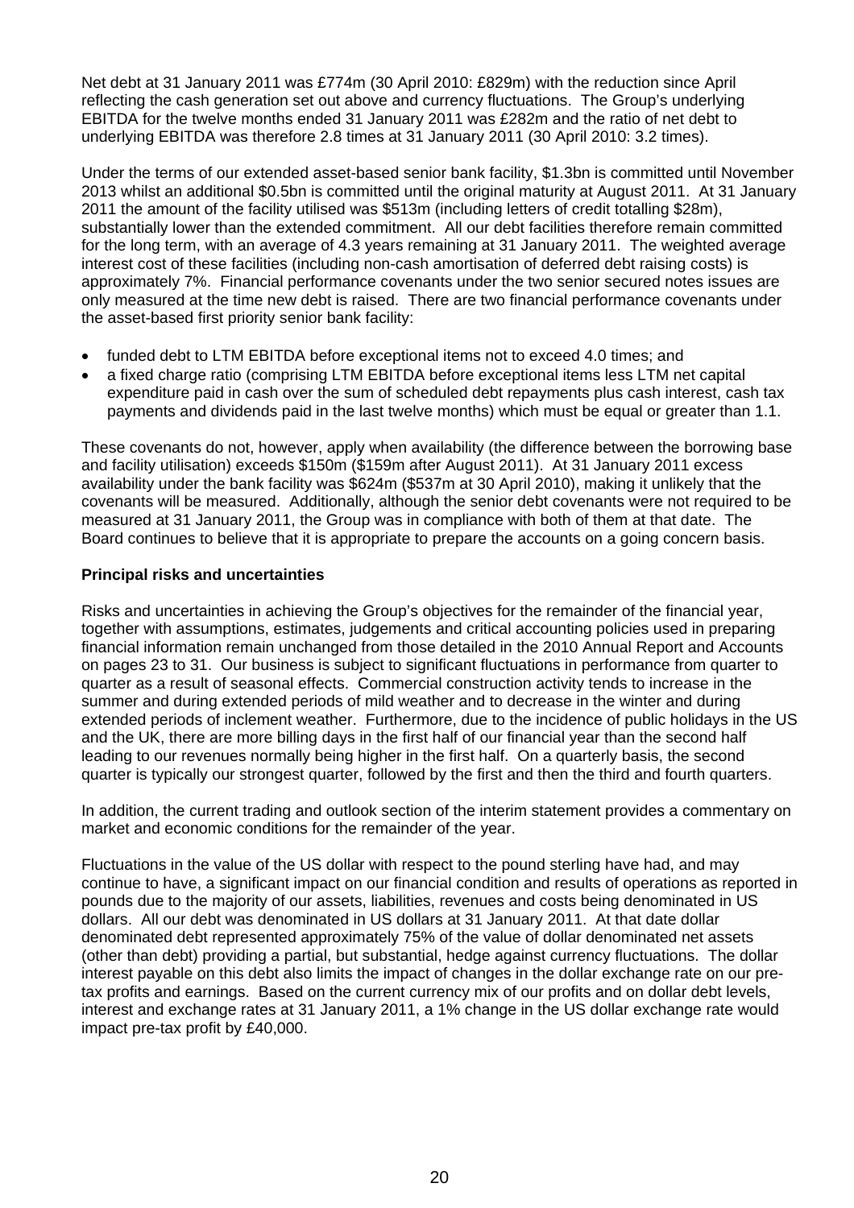Net debt at 31 January 2011 was £774m (30 April 2010: £829m) with the reduction since April reflecting the cash generation set out above and currency fluctuations. The Group's underlying EBITDA for the twelve months ended 31 January 2011 was £282m and the ratio of net debt to underlying EBITDA was therefore 2.8 times at 31 January 2011 (30 April 2010: 3.2 times).

Under the terms of our extended asset-based senior bank facility, $1.3bn is committed until November 2013 whilst an additional $0.5bn is committed until the original maturity at August 2011. At 31 January 2011 the amount of the facility utilised was $513m (including letters of credit totalling $28m), substantially lower than the extended commitment. All our debt facilities therefore remain committed for the long term, with an average of 4.3 years remaining at 31 January 2011. The weighted average interest cost of these facilities (including non-cash amortisation of deferred debt raising costs) is approximately 7%. Financial performance covenants under the two senior secured notes issues are only measured at the time new debt is raised. There are two financial performance covenants under the asset-based first priority senior bank facility:

- funded debt to LTM EBITDA before exceptional items not to exceed 4.0 times; and
- a fixed charge ratio (comprising LTM EBITDA before exceptional items less LTM net capital expenditure paid in cash over the sum of scheduled debt repayments plus cash interest, cash tax payments and dividends paid in the last twelve months) which must be equal or greater than 1.1.

These covenants do not, however, apply when availability (the difference between the borrowing base and facility utilisation) exceeds $150m ($159m after August 2011). At 31 January 2011 excess availability under the bank facility was $624m ($537m at 30 April 2010), making it unlikely that the covenants will be measured. Additionally, although the senior debt covenants were not required to be measured at 31 January 2011, the Group was in compliance with both of them at that date. The Board continues to believe that it is appropriate to prepare the accounts on a going concern basis.

**Principal risks and uncertainties**

Risks and uncertainties in achieving the Group's objectives for the remainder of the financial year, together with assumptions, estimates, judgements and critical accounting policies used in preparing financial information remain unchanged from those detailed in the 2010 Annual Report and Accounts on pages 23 to 31. Our business is subject to significant fluctuations in performance from quarter to quarter as a result of seasonal effects. Commercial construction activity tends to increase in the summer and during extended periods of mild weather and to decrease in the winter and during extended periods of inclement weather. Furthermore, due to the incidence of public holidays in the US and the UK, there are more billing days in the first half of our financial year than the second half leading to our revenues normally being higher in the first half. On a quarterly basis, the second quarter is typically our strongest quarter, followed by the first and then the third and fourth quarters.

In addition, the current trading and outlook section of the interim statement provides a commentary on market and economic conditions for the remainder of the year.

Fluctuations in the value of the US dollar with respect to the pound sterling have had, and may continue to have, a significant impact on our financial condition and results of operations as reported in pounds due to the majority of our assets, liabilities, revenues and costs being denominated in US dollars. All our debt was denominated in US dollars at 31 January 2011. At that date dollar denominated debt represented approximately 75% of the value of dollar denominated net assets (other than debt) providing a partial, but substantial, hedge against currency fluctuations. The dollar interest payable on this debt also limits the impact of changes in the dollar exchange rate on our pre-tax profits and earnings. Based on the current currency mix of our profits and on dollar debt levels, interest and exchange rates at 31 January 2011, a 1% change in the US dollar exchange rate would impact pre-tax profit by £40,000.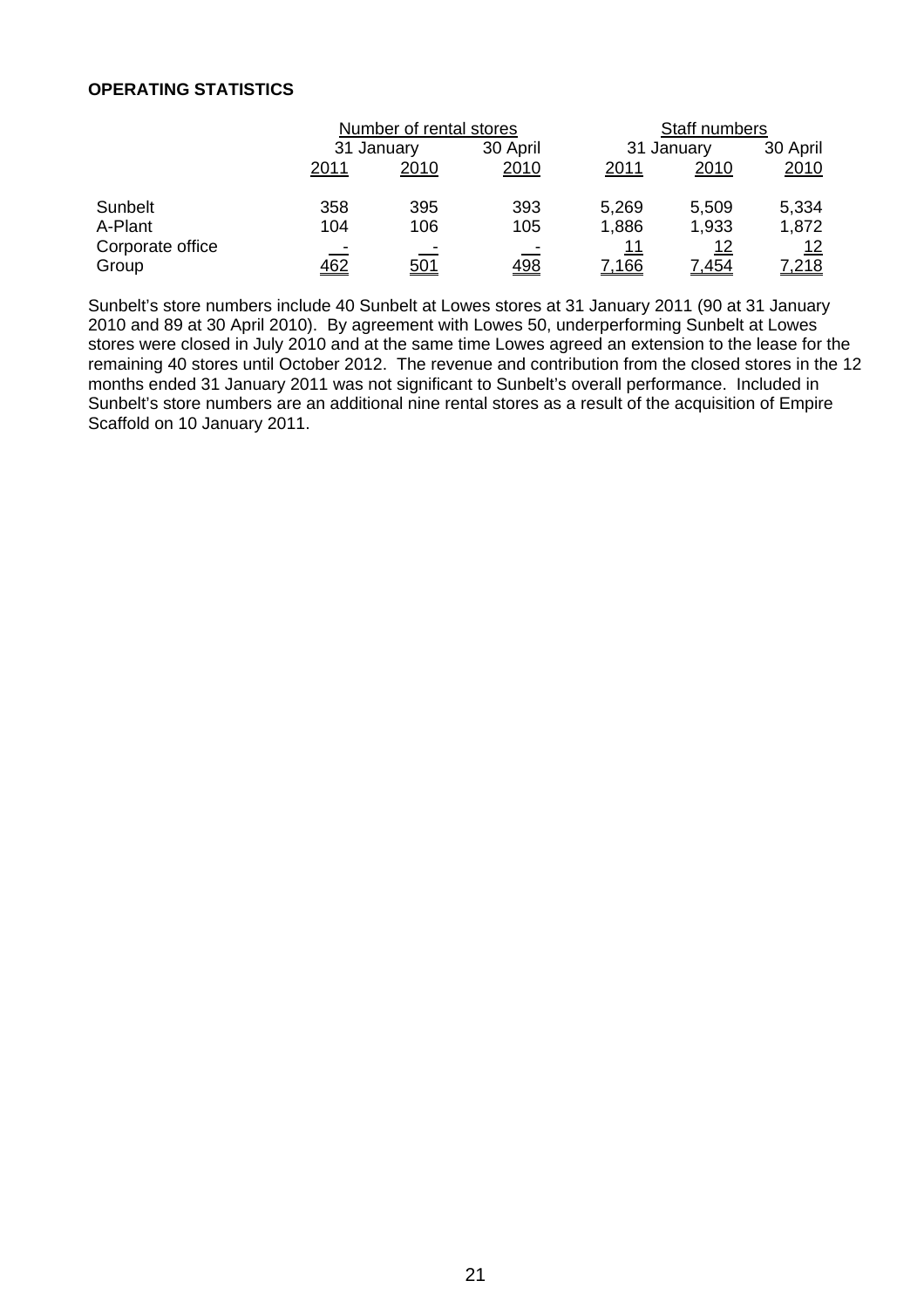**OPERATING STATISTICS**

| | Number of rental stores | | | Staff numbers | | |
|---|---|---|---|---|---|---|
| | 31 January | | 30 April | 31 January | | 30 April |
| | 2011 | 2010 | 2010 | 2011 | 2010 | 2010 |
| Sunbelt | 358 | 395 | 393 | 5,269 | 5,509 | 5,334 |
| A-Plant | 104 | 106 | 105 | 1,886 | 1,933 | 1,872 |
| Corporate office | - | - | - | 11 | 12 | 12 |
| Group | 462 | 501 | 498 | 7,166 | 7,454 | 7,218 |

Sunbelt's store numbers include 40 Sunbelt at Lowes stores at 31 January 2011 (90 at 31 January 2010 and 89 at 30 April 2010). By agreement with Lowes 50, underperforming Sunbelt at Lowes stores were closed in July 2010 and at the same time Lowes agreed an extension to the lease for the remaining 40 stores until October 2012. The revenue and contribution from the closed stores in the 12 months ended 31 January 2011 was not significant to Sunbelt's overall performance. Included in Sunbelt's store numbers are an additional nine rental stores as a result of the acquisition of Empire Scaffold on 10 January 2011.